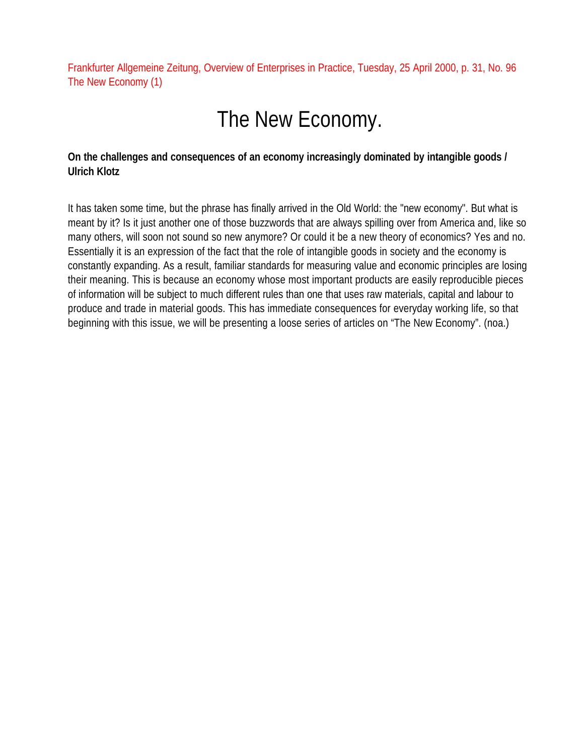Frankfurter Allgemeine Zeitung, Overview of Enterprises in Practice, Tuesday, 25 April 2000, p. 31, No. 96
The New Economy (1)

# The New Economy.

**On the challenges and consequences of an economy increasingly dominated by intangible goods / Ulrich Klotz**

It has taken some time, but the phrase has finally arrived in the Old World: the "new economy". But what is meant by it? Is it just another one of those buzzwords that are always spilling over from America and, like so many others, will soon not sound so new anymore? Or could it be a new theory of economics? Yes and no. Essentially it is an expression of the fact that the role of intangible goods in society and the economy is constantly expanding. As a result, familiar standards for measuring value and economic principles are losing their meaning. This is because an economy whose most important products are easily reproducible pieces of information will be subject to much different rules than one that uses raw materials, capital and labour to produce and trade in material goods. This has immediate consequences for everyday working life, so that beginning with this issue, we will be presenting a loose series of articles on "The New Economy". (noa.)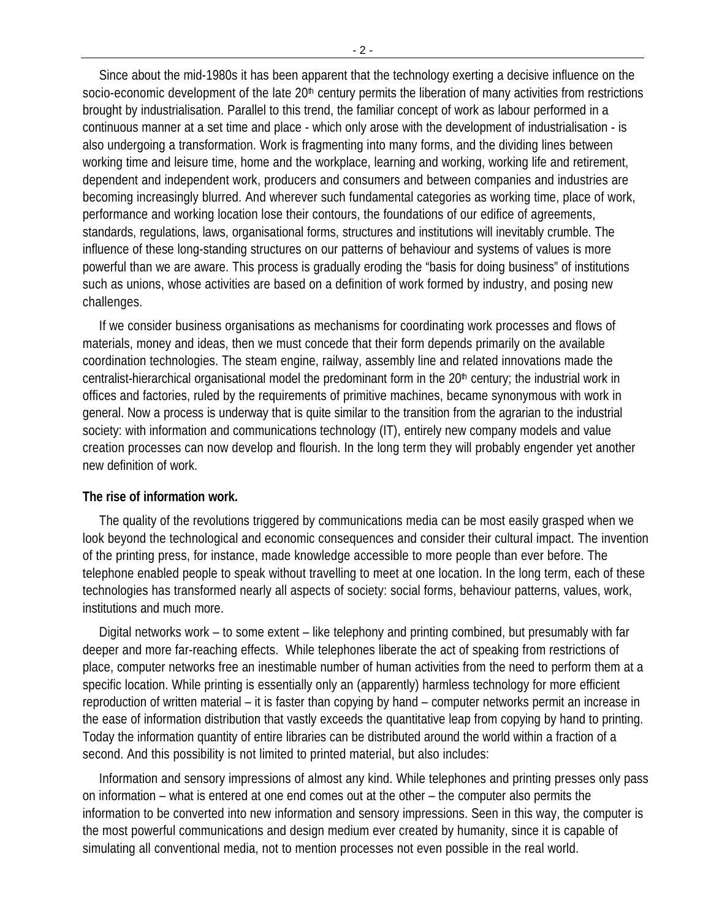Since about the mid-1980s it has been apparent that the technology exerting a decisive influence on the socio-economic development of the late 20th century permits the liberation of many activities from restrictions brought by industrialisation. Parallel to this trend, the familiar concept of work as labour performed in a continuous manner at a set time and place - which only arose with the development of industrialisation - is also undergoing a transformation. Work is fragmenting into many forms, and the dividing lines between working time and leisure time, home and the workplace, learning and working, working life and retirement, dependent and independent work, producers and consumers and between companies and industries are becoming increasingly blurred. And wherever such fundamental categories as working time, place of work, performance and working location lose their contours, the foundations of our edifice of agreements, standards, regulations, laws, organisational forms, structures and institutions will inevitably crumble. The influence of these long-standing structures on our patterns of behaviour and systems of values is more powerful than we are aware. This process is gradually eroding the "basis for doing business" of institutions such as unions, whose activities are based on a definition of work formed by industry, and posing new challenges.

If we consider business organisations as mechanisms for coordinating work processes and flows of materials, money and ideas, then we must concede that their form depends primarily on the available coordination technologies. The steam engine, railway, assembly line and related innovations made the centralist-hierarchical organisational model the predominant form in the 20th century; the industrial work in offices and factories, ruled by the requirements of primitive machines, became synonymous with work in general. Now a process is underway that is quite similar to the transition from the agrarian to the industrial society: with information and communications technology (IT), entirely new company models and value creation processes can now develop and flourish. In the long term they will probably engender yet another new definition of work.

**The rise of information work.**

The quality of the revolutions triggered by communications media can be most easily grasped when we look beyond the technological and economic consequences and consider their cultural impact. The invention of the printing press, for instance, made knowledge accessible to more people than ever before. The telephone enabled people to speak without travelling to meet at one location. In the long term, each of these technologies has transformed nearly all aspects of society: social forms, behaviour patterns, values, work, institutions and much more.

Digital networks work – to some extent – like telephony and printing combined, but presumably with far deeper and more far-reaching effects. While telephones liberate the act of speaking from restrictions of place, computer networks free an inestimable number of human activities from the need to perform them at a specific location. While printing is essentially only an (apparently) harmless technology for more efficient reproduction of written material – it is faster than copying by hand – computer networks permit an increase in the ease of information distribution that vastly exceeds the quantitative leap from copying by hand to printing. Today the information quantity of entire libraries can be distributed around the world within a fraction of a second. And this possibility is not limited to printed material, but also includes:

Information and sensory impressions of almost any kind. While telephones and printing presses only pass on information – what is entered at one end comes out at the other – the computer also permits the information to be converted into new information and sensory impressions. Seen in this way, the computer is the most powerful communications and design medium ever created by humanity, since it is capable of simulating all conventional media, not to mention processes not even possible in the real world.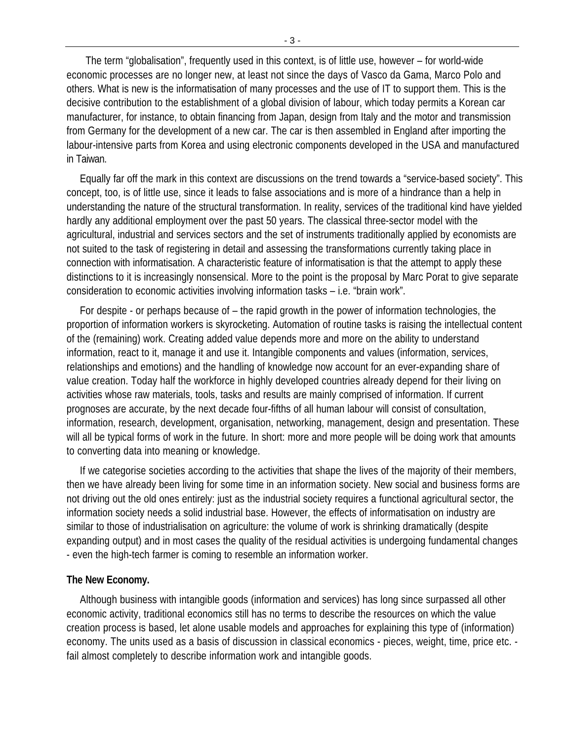The term "globalisation", frequently used in this context, is of little use, however – for world-wide economic processes are no longer new, at least not since the days of Vasco da Gama, Marco Polo and others. What is new is the informatisation of many processes and the use of IT to support them. This is the decisive contribution to the establishment of a global division of labour, which today permits a Korean car manufacturer, for instance, to obtain financing from Japan, design from Italy and the motor and transmission from Germany for the development of a new car. The car is then assembled in England after importing the labour-intensive parts from Korea and using electronic components developed in the USA and manufactured in Taiwan.

Equally far off the mark in this context are discussions on the trend towards a "service-based society". This concept, too, is of little use, since it leads to false associations and is more of a hindrance than a help in understanding the nature of the structural transformation. In reality, services of the traditional kind have yielded hardly any additional employment over the past 50 years. The classical three-sector model with the agricultural, industrial and services sectors and the set of instruments traditionally applied by economists are not suited to the task of registering in detail and assessing the transformations currently taking place in connection with informatisation. A characteristic feature of informatisation is that the attempt to apply these distinctions to it is increasingly nonsensical. More to the point is the proposal by Marc Porat to give separate consideration to economic activities involving information tasks – i.e. "brain work".

For despite - or perhaps because of – the rapid growth in the power of information technologies, the proportion of information workers is skyrocketing. Automation of routine tasks is raising the intellectual content of the (remaining) work. Creating added value depends more and more on the ability to understand information, react to it, manage it and use it. Intangible components and values (information, services, relationships and emotions) and the handling of knowledge now account for an ever-expanding share of value creation. Today half the workforce in highly developed countries already depend for their living on activities whose raw materials, tools, tasks and results are mainly comprised of information. If current prognoses are accurate, by the next decade four-fifths of all human labour will consist of consultation, information, research, development, organisation, networking, management, design and presentation. These will all be typical forms of work in the future. In short: more and more people will be doing work that amounts to converting data into meaning or knowledge.

If we categorise societies according to the activities that shape the lives of the majority of their members, then we have already been living for some time in an information society. New social and business forms are not driving out the old ones entirely: just as the industrial society requires a functional agricultural sector, the information society needs a solid industrial base. However, the effects of informatisation on industry are similar to those of industrialisation on agriculture: the volume of work is shrinking dramatically (despite expanding output) and in most cases the quality of the residual activities is undergoing fundamental changes - even the high-tech farmer is coming to resemble an information worker.

**The New Economy.**

Although business with intangible goods (information and services) has long since surpassed all other economic activity, traditional economics still has no terms to describe the resources on which the value creation process is based, let alone usable models and approaches for explaining this type of (information) economy. The units used as a basis of discussion in classical economics - pieces, weight, time, price etc. - fail almost completely to describe information work and intangible goods.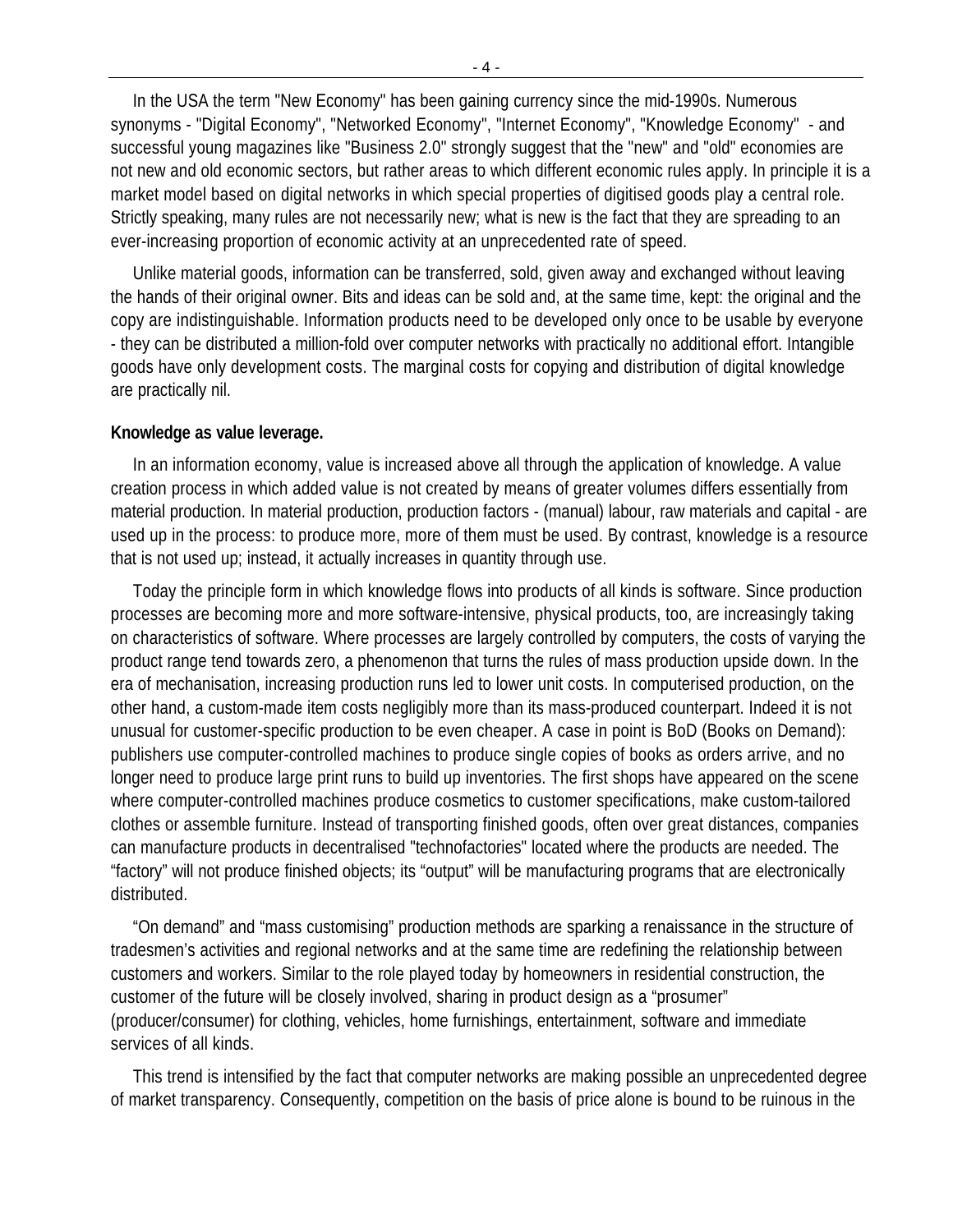In the USA the term "New Economy" has been gaining currency since the mid-1990s. Numerous synonyms - "Digital Economy", "Networked Economy", "Internet Economy", "Knowledge Economy" - and successful young magazines like "Business 2.0" strongly suggest that the "new" and "old" economies are not new and old economic sectors, but rather areas to which different economic rules apply. In principle it is a market model based on digital networks in which special properties of digitised goods play a central role. Strictly speaking, many rules are not necessarily new; what is new is the fact that they are spreading to an ever-increasing proportion of economic activity at an unprecedented rate of speed.

Unlike material goods, information can be transferred, sold, given away and exchanged without leaving the hands of their original owner. Bits and ideas can be sold and, at the same time, kept: the original and the copy are indistinguishable. Information products need to be developed only once to be usable by everyone - they can be distributed a million-fold over computer networks with practically no additional effort. Intangible goods have only development costs. The marginal costs for copying and distribution of digital knowledge are practically nil.

**Knowledge as value leverage.**

In an information economy, value is increased above all through the application of knowledge. A value creation process in which added value is not created by means of greater volumes differs essentially from material production. In material production, production factors - (manual) labour, raw materials and capital - are used up in the process: to produce more, more of them must be used. By contrast, knowledge is a resource that is not used up; instead, it actually increases in quantity through use.

Today the principle form in which knowledge flows into products of all kinds is software. Since production processes are becoming more and more software-intensive, physical products, too, are increasingly taking on characteristics of software. Where processes are largely controlled by computers, the costs of varying the product range tend towards zero, a phenomenon that turns the rules of mass production upside down. In the era of mechanisation, increasing production runs led to lower unit costs. In computerised production, on the other hand, a custom-made item costs negligibly more than its mass-produced counterpart. Indeed it is not unusual for customer-specific production to be even cheaper. A case in point is BoD (Books on Demand): publishers use computer-controlled machines to produce single copies of books as orders arrive, and no longer need to produce large print runs to build up inventories. The first shops have appeared on the scene where computer-controlled machines produce cosmetics to customer specifications, make custom-tailored clothes or assemble furniture. Instead of transporting finished goods, often over great distances, companies can manufacture products in decentralised "technofactories" located where the products are needed. The “factory” will not produce finished objects; its “output” will be manufacturing programs that are electronically distributed.

“On demand” and “mass customising” production methods are sparking a renaissance in the structure of tradesmen’s activities and regional networks and at the same time are redefining the relationship between customers and workers. Similar to the role played today by homeowners in residential construction, the customer of the future will be closely involved, sharing in product design as a “prosumer” (producer/consumer) for clothing, vehicles, home furnishings, entertainment, software and immediate services of all kinds.

This trend is intensified by the fact that computer networks are making possible an unprecedented degree of market transparency. Consequently, competition on the basis of price alone is bound to be ruinous in the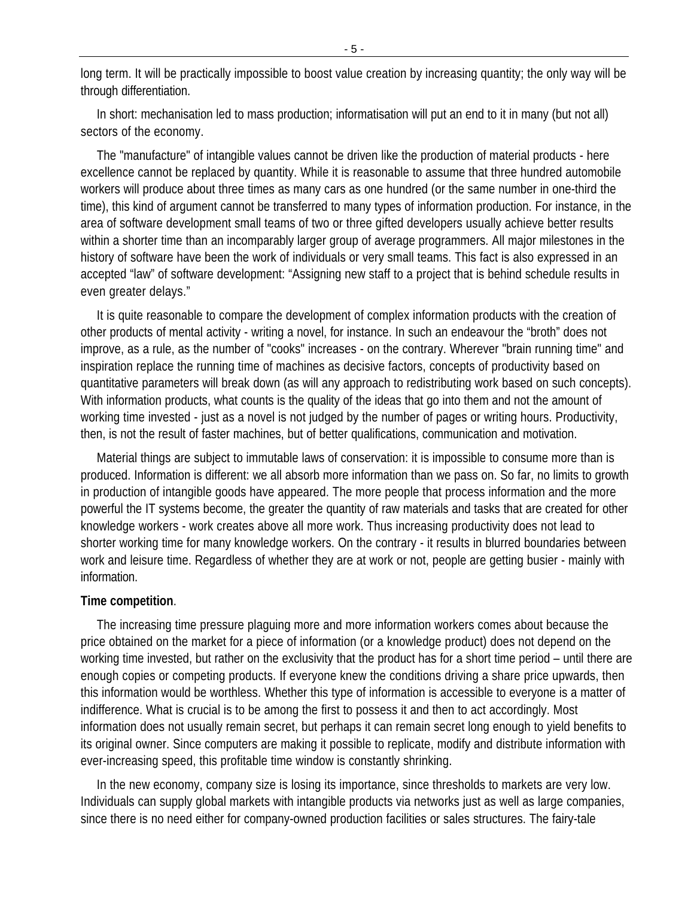long term. It will be practically impossible to boost value creation by increasing quantity; the only way will be through differentiation.

In short: mechanisation led to mass production; informatisation will put an end to it in many (but not all) sectors of the economy.

The "manufacture" of intangible values cannot be driven like the production of material products - here excellence cannot be replaced by quantity. While it is reasonable to assume that three hundred automobile workers will produce about three times as many cars as one hundred (or the same number in one-third the time), this kind of argument cannot be transferred to many types of information production. For instance, in the area of software development small teams of two or three gifted developers usually achieve better results within a shorter time than an incomparably larger group of average programmers. All major milestones in the history of software have been the work of individuals or very small teams. This fact is also expressed in an accepted "law" of software development: "Assigning new staff to a project that is behind schedule results in even greater delays."

It is quite reasonable to compare the development of complex information products with the creation of other products of mental activity - writing a novel, for instance. In such an endeavour the "broth" does not improve, as a rule, as the number of "cooks" increases - on the contrary. Wherever "brain running time" and inspiration replace the running time of machines as decisive factors, concepts of productivity based on quantitative parameters will break down (as will any approach to redistributing work based on such concepts). With information products, what counts is the quality of the ideas that go into them and not the amount of working time invested - just as a novel is not judged by the number of pages or writing hours. Productivity, then, is not the result of faster machines, but of better qualifications, communication and motivation.

Material things are subject to immutable laws of conservation: it is impossible to consume more than is produced. Information is different: we all absorb more information than we pass on. So far, no limits to growth in production of intangible goods have appeared. The more people that process information and the more powerful the IT systems become, the greater the quantity of raw materials and tasks that are created for other knowledge workers - work creates above all more work. Thus increasing productivity does not lead to shorter working time for many knowledge workers. On the contrary - it results in blurred boundaries between work and leisure time. Regardless of whether they are at work or not, people are getting busier - mainly with information.

**Time competition**.

The increasing time pressure plaguing more and more information workers comes about because the price obtained on the market for a piece of information (or a knowledge product) does not depend on the working time invested, but rather on the exclusivity that the product has for a short time period – until there are enough copies or competing products. If everyone knew the conditions driving a share price upwards, then this information would be worthless. Whether this type of information is accessible to everyone is a matter of indifference. What is crucial is to be among the first to possess it and then to act accordingly. Most information does not usually remain secret, but perhaps it can remain secret long enough to yield benefits to its original owner. Since computers are making it possible to replicate, modify and distribute information with ever-increasing speed, this profitable time window is constantly shrinking.

In the new economy, company size is losing its importance, since thresholds to markets are very low. Individuals can supply global markets with intangible products via networks just as well as large companies, since there is no need either for company-owned production facilities or sales structures. The fairy-tale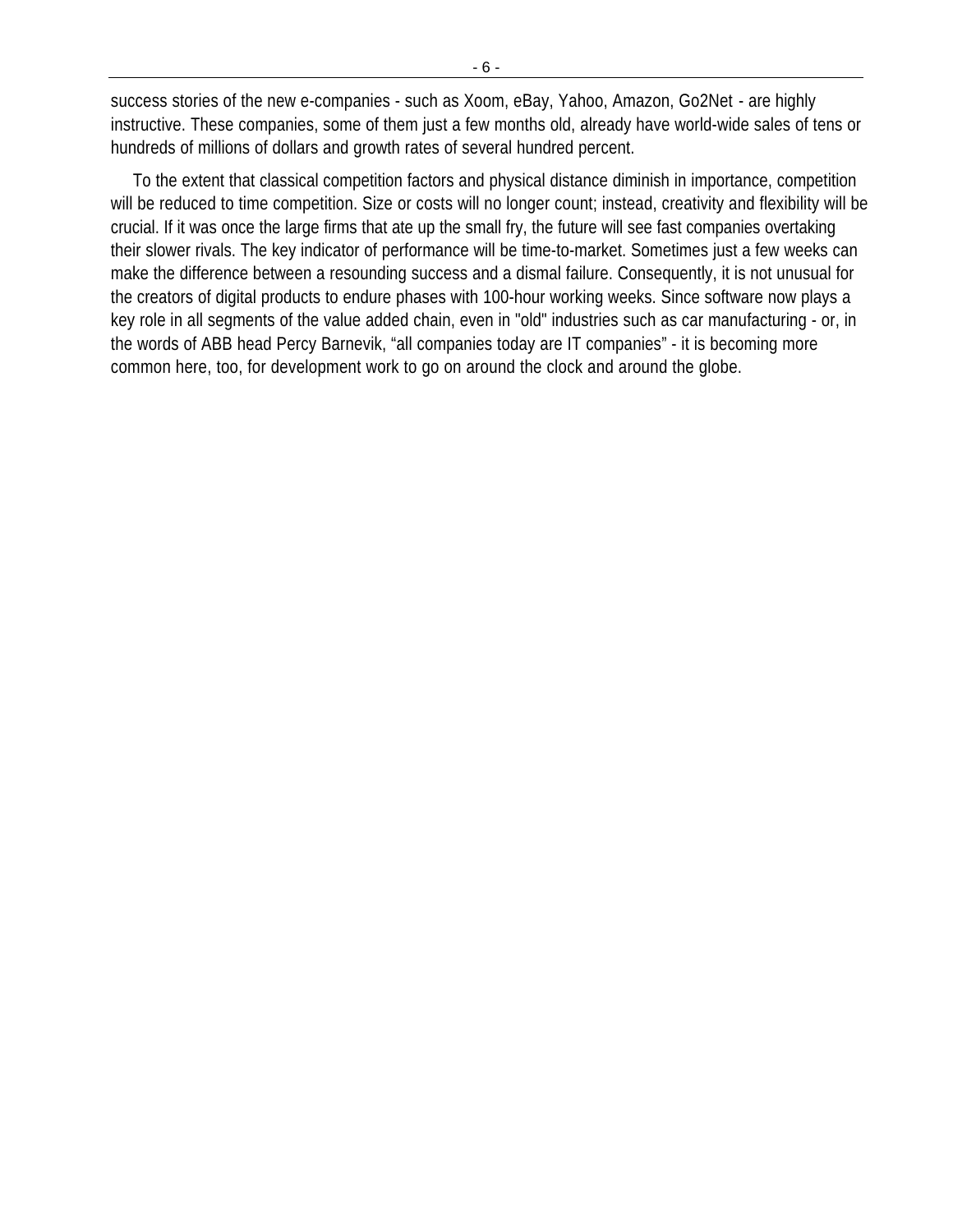success stories of the new e-companies - such as Xoom, eBay, Yahoo, Amazon, Go2Net - are highly instructive. These companies, some of them just a few months old, already have world-wide sales of tens or hundreds of millions of dollars and growth rates of several hundred percent.

To the extent that classical competition factors and physical distance diminish in importance, competition will be reduced to time competition. Size or costs will no longer count; instead, creativity and flexibility will be crucial. If it was once the large firms that ate up the small fry, the future will see fast companies overtaking their slower rivals. The key indicator of performance will be time-to-market. Sometimes just a few weeks can make the difference between a resounding success and a dismal failure. Consequently, it is not unusual for the creators of digital products to endure phases with 100-hour working weeks. Since software now plays a key role in all segments of the value added chain, even in "old" industries such as car manufacturing - or, in the words of ABB head Percy Barnevik, “all companies today are IT companies” - it is becoming more common here, too, for development work to go on around the clock and around the globe.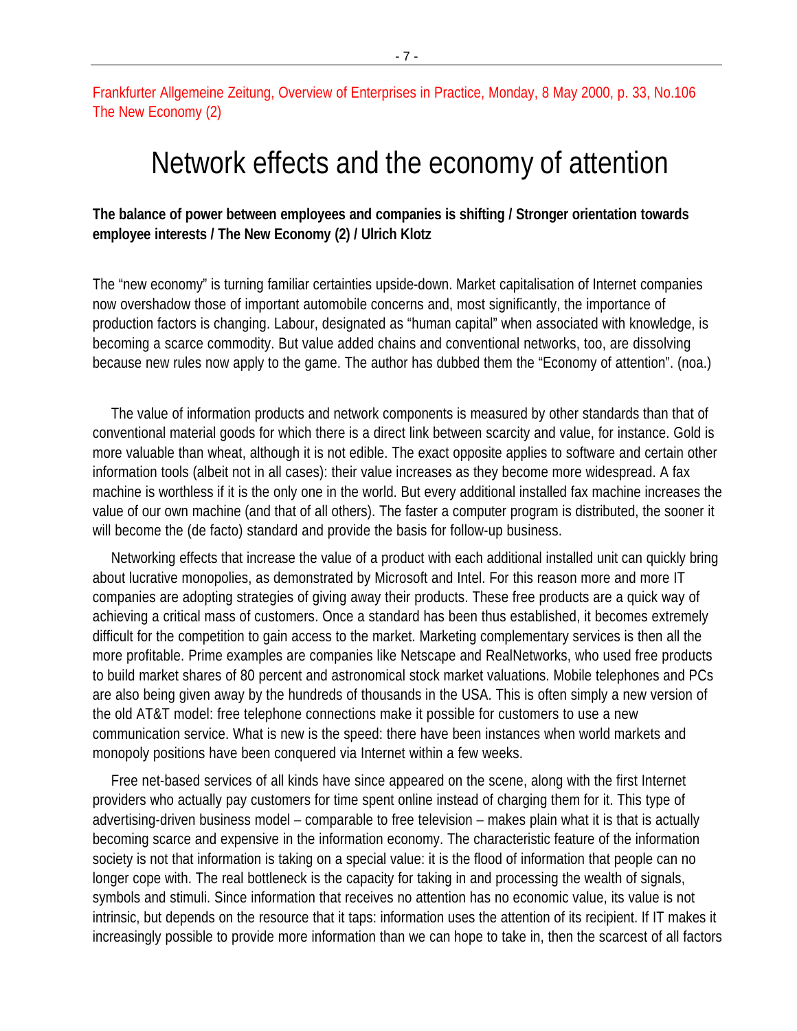Frankfurter Allgemeine Zeitung, Overview of Enterprises in Practice, Monday, 8 May 2000, p. 33, No.106
The New Economy (2)

# Network effects and the economy of attention

**The balance of power between employees and companies is shifting / Stronger orientation towards employee interests / The New Economy (2) / Ulrich Klotz**

The "new economy" is turning familiar certainties upside-down. Market capitalisation of Internet companies now overshadow those of important automobile concerns and, most significantly, the importance of production factors is changing. Labour, designated as "human capital" when associated with knowledge, is becoming a scarce commodity. But value added chains and conventional networks, too, are dissolving because new rules now apply to the game. The author has dubbed them the "Economy of attention". (noa.)

The value of information products and network components is measured by other standards than that of conventional material goods for which there is a direct link between scarcity and value, for instance. Gold is more valuable than wheat, although it is not edible. The exact opposite applies to software and certain other information tools (albeit not in all cases): their value increases as they become more widespread. A fax machine is worthless if it is the only one in the world. But every additional installed fax machine increases the value of our own machine (and that of all others). The faster a computer program is distributed, the sooner it will become the (de facto) standard and provide the basis for follow-up business.

Networking effects that increase the value of a product with each additional installed unit can quickly bring about lucrative monopolies, as demonstrated by Microsoft and Intel. For this reason more and more IT companies are adopting strategies of giving away their products. These free products are a quick way of achieving a critical mass of customers. Once a standard has been thus established, it becomes extremely difficult for the competition to gain access to the market. Marketing complementary services is then all the more profitable. Prime examples are companies like Netscape and RealNetworks, who used free products to build market shares of 80 percent and astronomical stock market valuations. Mobile telephones and PCs are also being given away by the hundreds of thousands in the USA. This is often simply a new version of the old AT&T model: free telephone connections make it possible for customers to use a new communication service. What is new is the speed: there have been instances when world markets and monopoly positions have been conquered via Internet within a few weeks.

Free net-based services of all kinds have since appeared on the scene, along with the first Internet providers who actually pay customers for time spent online instead of charging them for it. This type of advertising-driven business model – comparable to free television – makes plain what it is that is actually becoming scarce and expensive in the information economy. The characteristic feature of the information society is not that information is taking on a special value: it is the flood of information that people can no longer cope with. The real bottleneck is the capacity for taking in and processing the wealth of signals, symbols and stimuli. Since information that receives no attention has no economic value, its value is not intrinsic, but depends on the resource that it taps: information uses the attention of its recipient. If IT makes it increasingly possible to provide more information than we can hope to take in, then the scarcest of all factors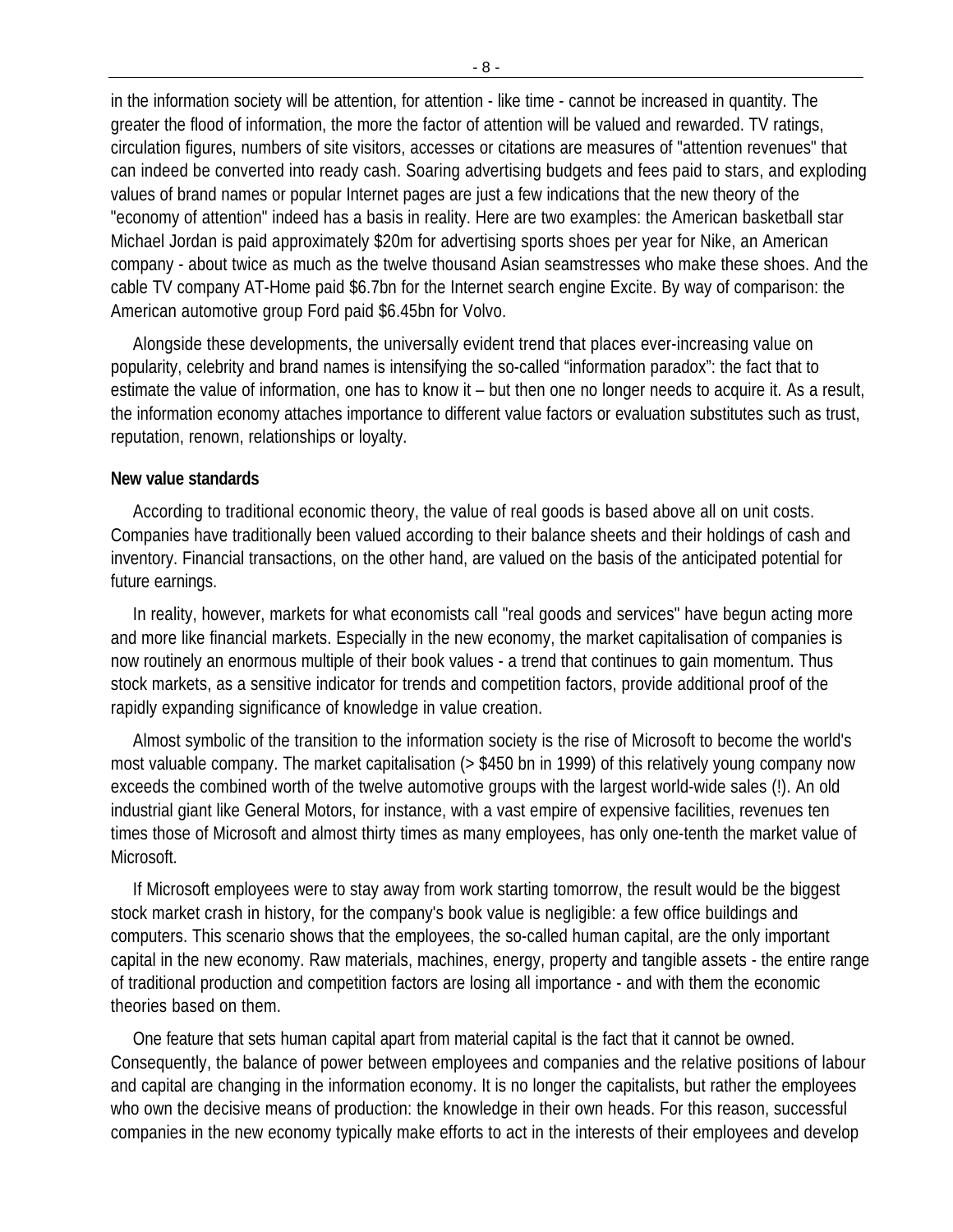in the information society will be attention, for attention - like time - cannot be increased in quantity. The greater the flood of information, the more the factor of attention will be valued and rewarded. TV ratings, circulation figures, numbers of site visitors, accesses or citations are measures of "attention revenues" that can indeed be converted into ready cash. Soaring advertising budgets and fees paid to stars, and exploding values of brand names or popular Internet pages are just a few indications that the new theory of the "economy of attention" indeed has a basis in reality. Here are two examples: the American basketball star Michael Jordan is paid approximately $20m for advertising sports shoes per year for Nike, an American company - about twice as much as the twelve thousand Asian seamstresses who make these shoes. And the cable TV company AT-Home paid $6.7bn for the Internet search engine Excite. By way of comparison: the American automotive group Ford paid $6.45bn for Volvo.

Alongside these developments, the universally evident trend that places ever-increasing value on popularity, celebrity and brand names is intensifying the so-called "information paradox": the fact that to estimate the value of information, one has to know it – but then one no longer needs to acquire it. As a result, the information economy attaches importance to different value factors or evaluation substitutes such as trust, reputation, renown, relationships or loyalty.

**New value standards**

According to traditional economic theory, the value of real goods is based above all on unit costs. Companies have traditionally been valued according to their balance sheets and their holdings of cash and inventory. Financial transactions, on the other hand, are valued on the basis of the anticipated potential for future earnings.

In reality, however, markets for what economists call "real goods and services" have begun acting more and more like financial markets. Especially in the new economy, the market capitalisation of companies is now routinely an enormous multiple of their book values - a trend that continues to gain momentum. Thus stock markets, as a sensitive indicator for trends and competition factors, provide additional proof of the rapidly expanding significance of knowledge in value creation.

Almost symbolic of the transition to the information society is the rise of Microsoft to become the world's most valuable company. The market capitalisation (> $450 bn in 1999) of this relatively young company now exceeds the combined worth of the twelve automotive groups with the largest world-wide sales (!). An old industrial giant like General Motors, for instance, with a vast empire of expensive facilities, revenues ten times those of Microsoft and almost thirty times as many employees, has only one-tenth the market value of Microsoft.

If Microsoft employees were to stay away from work starting tomorrow, the result would be the biggest stock market crash in history, for the company's book value is negligible: a few office buildings and computers. This scenario shows that the employees, the so-called human capital, are the only important capital in the new economy. Raw materials, machines, energy, property and tangible assets - the entire range of traditional production and competition factors are losing all importance - and with them the economic theories based on them.

One feature that sets human capital apart from material capital is the fact that it cannot be owned. Consequently, the balance of power between employees and companies and the relative positions of labour and capital are changing in the information economy. It is no longer the capitalists, but rather the employees who own the decisive means of production: the knowledge in their own heads. For this reason, successful companies in the new economy typically make efforts to act in the interests of their employees and develop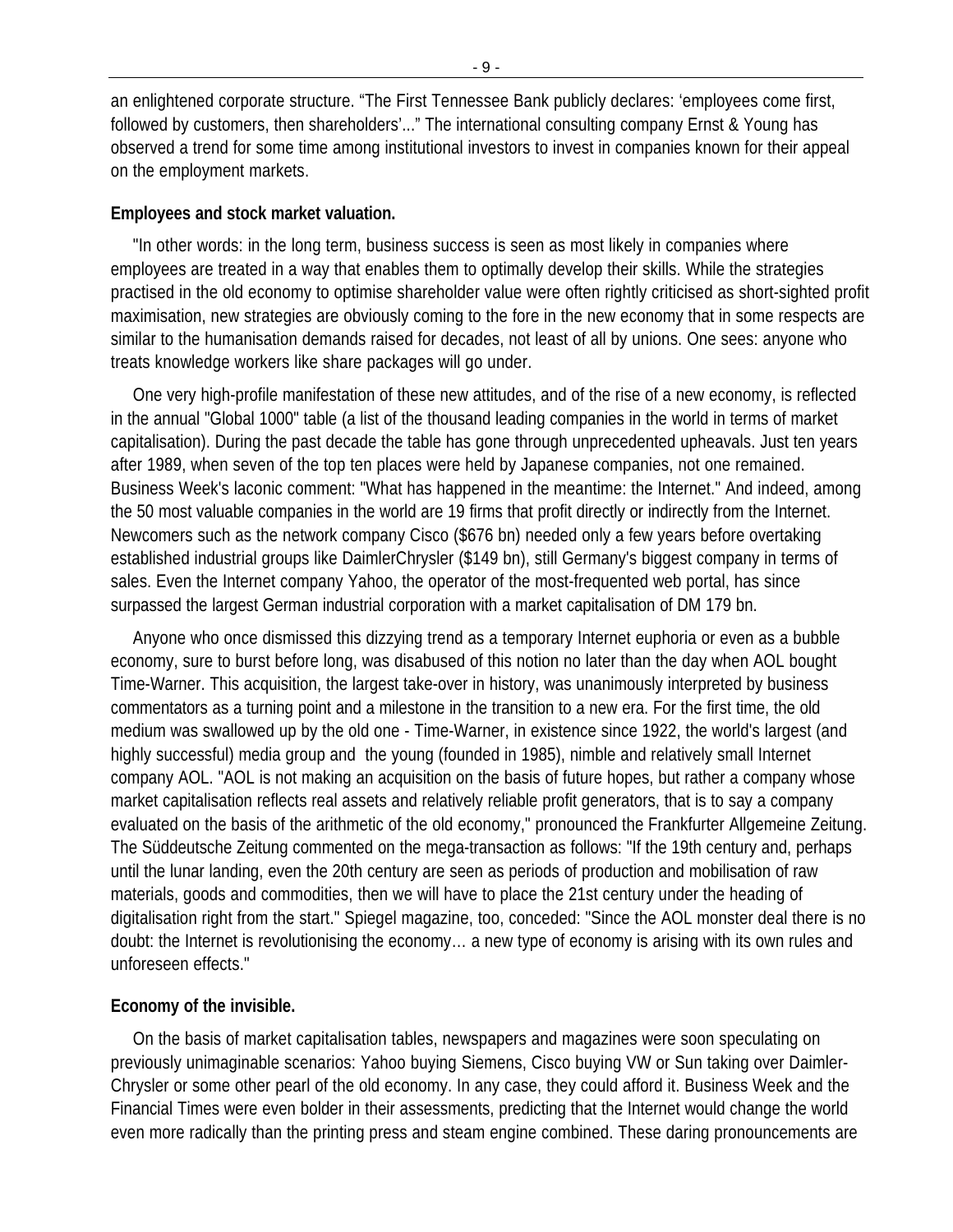an enlightened corporate structure. “The First Tennessee Bank publicly declares: ‘employees come first, followed by customers, then shareholders’...” The international consulting company Ernst & Young has observed a trend for some time among institutional investors to invest in companies known for their appeal on the employment markets.

**Employees and stock market valuation.**

"In other words: in the long term, business success is seen as most likely in companies where employees are treated in a way that enables them to optimally develop their skills. While the strategies practised in the old economy to optimise shareholder value were often rightly criticised as short-sighted profit maximisation, new strategies are obviously coming to the fore in the new economy that in some respects are similar to the humanisation demands raised for decades, not least of all by unions. One sees: anyone who treats knowledge workers like share packages will go under.

One very high-profile manifestation of these new attitudes, and of the rise of a new economy, is reflected in the annual "Global 1000" table (a list of the thousand leading companies in the world in terms of market capitalisation). During the past decade the table has gone through unprecedented upheavals. Just ten years after 1989, when seven of the top ten places were held by Japanese companies, not one remained. Business Week's laconic comment: "What has happened in the meantime: the Internet." And indeed, among the 50 most valuable companies in the world are 19 firms that profit directly or indirectly from the Internet. Newcomers such as the network company Cisco ($676 bn) needed only a few years before overtaking established industrial groups like DaimlerChrysler ($149 bn), still Germany's biggest company in terms of sales. Even the Internet company Yahoo, the operator of the most-frequented web portal, has since surpassed the largest German industrial corporation with a market capitalisation of DM 179 bn.

Anyone who once dismissed this dizzying trend as a temporary Internet euphoria or even as a bubble economy, sure to burst before long, was disabused of this notion no later than the day when AOL bought Time-Warner. This acquisition, the largest take-over in history, was unanimously interpreted by business commentators as a turning point and a milestone in the transition to a new era. For the first time, the old medium was swallowed up by the old one - Time-Warner, in existence since 1922, the world's largest (and highly successful) media group and the young (founded in 1985), nimble and relatively small Internet company AOL. "AOL is not making an acquisition on the basis of future hopes, but rather a company whose market capitalisation reflects real assets and relatively reliable profit generators, that is to say a company evaluated on the basis of the arithmetic of the old economy," pronounced the Frankfurter Allgemeine Zeitung. The Süddeutsche Zeitung commented on the mega-transaction as follows: "If the 19th century and, perhaps until the lunar landing, even the 20th century are seen as periods of production and mobilisation of raw materials, goods and commodities, then we will have to place the 21st century under the heading of digitalisation right from the start." Spiegel magazine, too, conceded: "Since the AOL monster deal there is no doubt: the Internet is revolutionising the economy… a new type of economy is arising with its own rules and unforeseen effects."

**Economy of the invisible.**

On the basis of market capitalisation tables, newspapers and magazines were soon speculating on previously unimaginable scenarios: Yahoo buying Siemens, Cisco buying VW or Sun taking over Daimler-Chrysler or some other pearl of the old economy. In any case, they could afford it. Business Week and the Financial Times were even bolder in their assessments, predicting that the Internet would change the world even more radically than the printing press and steam engine combined. These daring pronouncements are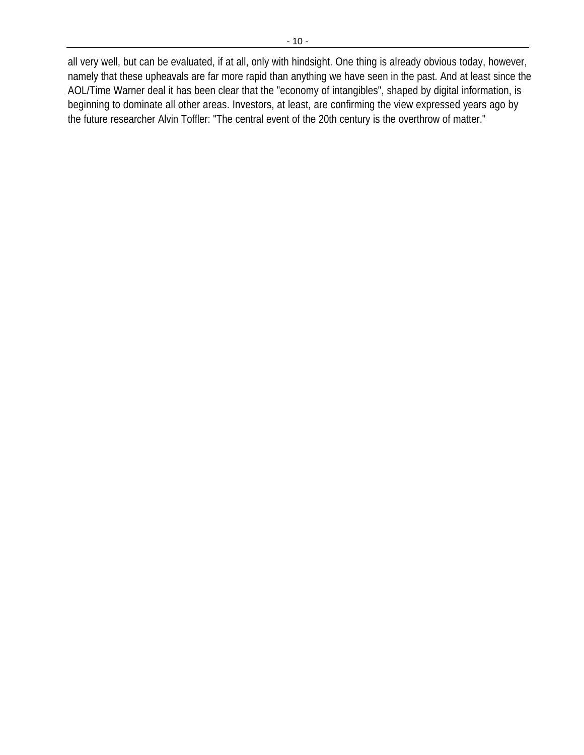all very well, but can be evaluated, if at all, only with hindsight. One thing is already obvious today, however, namely that these upheavals are far more rapid than anything we have seen in the past. And at least since the AOL/Time Warner deal it has been clear that the "economy of intangibles", shaped by digital information, is beginning to dominate all other areas. Investors, at least, are confirming the view expressed years ago by the future researcher Alvin Toffler: "The central event of the 20th century is the overthrow of matter."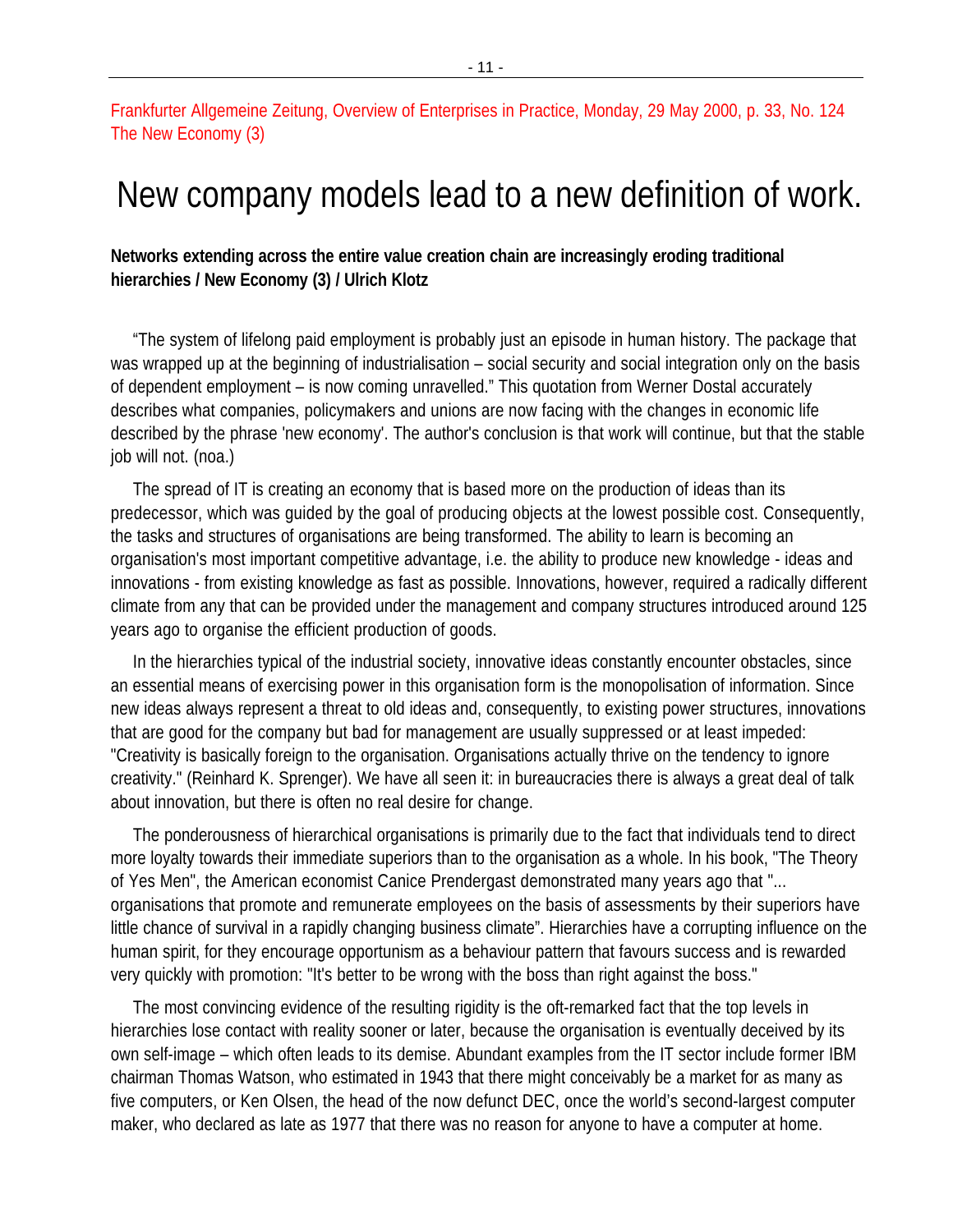Frankfurter Allgemeine Zeitung, Overview of Enterprises in Practice, Monday, 29 May 2000, p. 33, No. 124
The New Economy (3)

# New company models lead to a new definition of work.

**Networks extending across the entire value creation chain are increasingly eroding traditional hierarchies / New Economy (3) / Ulrich Klotz**

“The system of lifelong paid employment is probably just an episode in human history. The package that was wrapped up at the beginning of industrialisation – social security and social integration only on the basis of dependent employment – is now coming unravelled.” This quotation from Werner Dostal accurately describes what companies, policymakers and unions are now facing with the changes in economic life described by the phrase 'new economy'. The author's conclusion is that work will continue, but that the stable job will not. (noa.)

The spread of IT is creating an economy that is based more on the production of ideas than its predecessor, which was guided by the goal of producing objects at the lowest possible cost. Consequently, the tasks and structures of organisations are being transformed. The ability to learn is becoming an organisation's most important competitive advantage, i.e. the ability to produce new knowledge - ideas and innovations - from existing knowledge as fast as possible. Innovations, however, required a radically different climate from any that can be provided under the management and company structures introduced around 125 years ago to organise the efficient production of goods.

In the hierarchies typical of the industrial society, innovative ideas constantly encounter obstacles, since an essential means of exercising power in this organisation form is the monopolisation of information. Since new ideas always represent a threat to old ideas and, consequently, to existing power structures, innovations that are good for the company but bad for management are usually suppressed or at least impeded: "Creativity is basically foreign to the organisation. Organisations actually thrive on the tendency to ignore creativity." (Reinhard K. Sprenger). We have all seen it: in bureaucracies there is always a great deal of talk about innovation, but there is often no real desire for change.

The ponderousness of hierarchical organisations is primarily due to the fact that individuals tend to direct more loyalty towards their immediate superiors than to the organisation as a whole. In his book, "The Theory of Yes Men", the American economist Canice Prendergast demonstrated many years ago that "... organisations that promote and remunerate employees on the basis of assessments by their superiors have little chance of survival in a rapidly changing business climate”. Hierarchies have a corrupting influence on the human spirit, for they encourage opportunism as a behaviour pattern that favours success and is rewarded very quickly with promotion: "It's better to be wrong with the boss than right against the boss."

The most convincing evidence of the resulting rigidity is the oft-remarked fact that the top levels in hierarchies lose contact with reality sooner or later, because the organisation is eventually deceived by its own self-image – which often leads to its demise. Abundant examples from the IT sector include former IBM chairman Thomas Watson, who estimated in 1943 that there might conceivably be a market for as many as five computers, or Ken Olsen, the head of the now defunct DEC, once the world’s second-largest computer maker, who declared as late as 1977 that there was no reason for anyone to have a computer at home.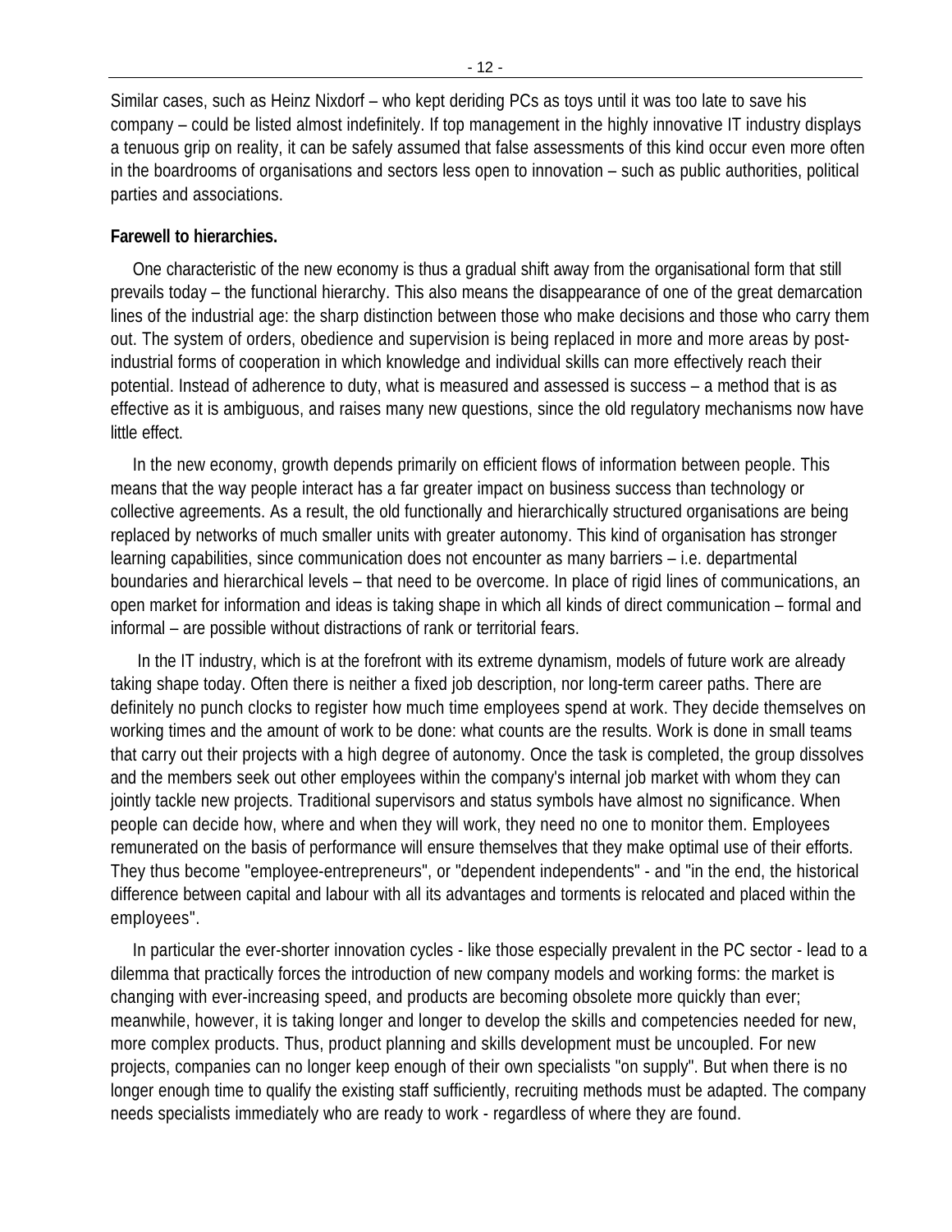Similar cases, such as Heinz Nixdorf – who kept deriding PCs as toys until it was too late to save his company – could be listed almost indefinitely. If top management in the highly innovative IT industry displays a tenuous grip on reality, it can be safely assumed that false assessments of this kind occur even more often in the boardrooms of organisations and sectors less open to innovation – such as public authorities, political parties and associations.

**Farewell to hierarchies.**

One characteristic of the new economy is thus a gradual shift away from the organisational form that still prevails today – the functional hierarchy. This also means the disappearance of one of the great demarcation lines of the industrial age: the sharp distinction between those who make decisions and those who carry them out. The system of orders, obedience and supervision is being replaced in more and more areas by post-industrial forms of cooperation in which knowledge and individual skills can more effectively reach their potential. Instead of adherence to duty, what is measured and assessed is success – a method that is as effective as it is ambiguous, and raises many new questions, since the old regulatory mechanisms now have little effect.

In the new economy, growth depends primarily on efficient flows of information between people. This means that the way people interact has a far greater impact on business success than technology or collective agreements. As a result, the old functionally and hierarchically structured organisations are being replaced by networks of much smaller units with greater autonomy. This kind of organisation has stronger learning capabilities, since communication does not encounter as many barriers – i.e. departmental boundaries and hierarchical levels – that need to be overcome. In place of rigid lines of communications, an open market for information and ideas is taking shape in which all kinds of direct communication – formal and informal – are possible without distractions of rank or territorial fears.

In the IT industry, which is at the forefront with its extreme dynamism, models of future work are already taking shape today. Often there is neither a fixed job description, nor long-term career paths. There are definitely no punch clocks to register how much time employees spend at work. They decide themselves on working times and the amount of work to be done: what counts are the results. Work is done in small teams that carry out their projects with a high degree of autonomy. Once the task is completed, the group dissolves and the members seek out other employees within the company's internal job market with whom they can jointly tackle new projects. Traditional supervisors and status symbols have almost no significance. When people can decide how, where and when they will work, they need no one to monitor them. Employees remunerated on the basis of performance will ensure themselves that they make optimal use of their efforts. They thus become "employee-entrepreneurs", or "dependent independents" - and "in the end, the historical difference between capital and labour with all its advantages and torments is relocated and placed within the employees".

In particular the ever-shorter innovation cycles - like those especially prevalent in the PC sector - lead to a dilemma that practically forces the introduction of new company models and working forms: the market is changing with ever-increasing speed, and products are becoming obsolete more quickly than ever; meanwhile, however, it is taking longer and longer to develop the skills and competencies needed for new, more complex products. Thus, product planning and skills development must be uncoupled. For new projects, companies can no longer keep enough of their own specialists "on supply". But when there is no longer enough time to qualify the existing staff sufficiently, recruiting methods must be adapted. The company needs specialists immediately who are ready to work - regardless of where they are found.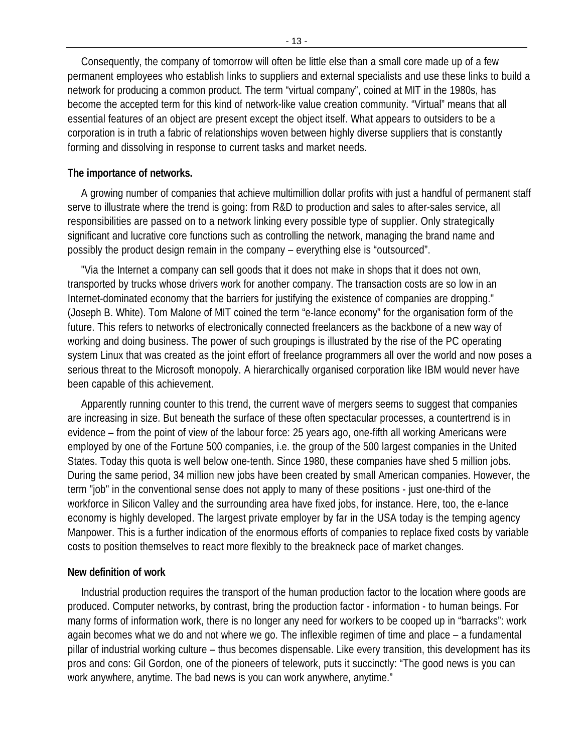Consequently, the company of tomorrow will often be little else than a small core made up of a few permanent employees who establish links to suppliers and external specialists and use these links to build a network for producing a common product. The term “virtual company”, coined at MIT in the 1980s, has become the accepted term for this kind of network-like value creation community. “Virtual” means that all essential features of an object are present except the object itself. What appears to outsiders to be a corporation is in truth a fabric of relationships woven between highly diverse suppliers that is constantly forming and dissolving in response to current tasks and market needs.

**The importance of networks.**

A growing number of companies that achieve multimillion dollar profits with just a handful of permanent staff serve to illustrate where the trend is going: from R&D to production and sales to after-sales service, all responsibilities are passed on to a network linking every possible type of supplier. Only strategically significant and lucrative core functions such as controlling the network, managing the brand name and possibly the product design remain in the company – everything else is “outsourced”.

"Via the Internet a company can sell goods that it does not make in shops that it does not own, transported by trucks whose drivers work for another company. The transaction costs are so low in an Internet-dominated economy that the barriers for justifying the existence of companies are dropping." (Joseph B. White). Tom Malone of MIT coined the term “e-lance economy” for the organisation form of the future. This refers to networks of electronically connected freelancers as the backbone of a new way of working and doing business. The power of such groupings is illustrated by the rise of the PC operating system Linux that was created as the joint effort of freelance programmers all over the world and now poses a serious threat to the Microsoft monopoly. A hierarchically organised corporation like IBM would never have been capable of this achievement.

Apparently running counter to this trend, the current wave of mergers seems to suggest that companies are increasing in size. But beneath the surface of these often spectacular processes, a countertrend is in evidence – from the point of view of the labour force: 25 years ago, one-fifth all working Americans were employed by one of the Fortune 500 companies, i.e. the group of the 500 largest companies in the United States. Today this quota is well below one-tenth. Since 1980, these companies have shed 5 million jobs. During the same period, 34 million new jobs have been created by small American companies. However, the term "job" in the conventional sense does not apply to many of these positions - just one-third of the workforce in Silicon Valley and the surrounding area have fixed jobs, for instance. Here, too, the e-lance economy is highly developed. The largest private employer by far in the USA today is the temping agency Manpower. This is a further indication of the enormous efforts of companies to replace fixed costs by variable costs to position themselves to react more flexibly to the breakneck pace of market changes.

**New definition of work**

Industrial production requires the transport of the human production factor to the location where goods are produced. Computer networks, by contrast, bring the production factor - information - to human beings. For many forms of information work, there is no longer any need for workers to be cooped up in “barracks”: work again becomes what we do and not where we go. The inflexible regimen of time and place – a fundamental pillar of industrial working culture – thus becomes dispensable. Like every transition, this development has its pros and cons: Gil Gordon, one of the pioneers of telework, puts it succinctly: “The good news is you can work anywhere, anytime. The bad news is you can work anywhere, anytime.”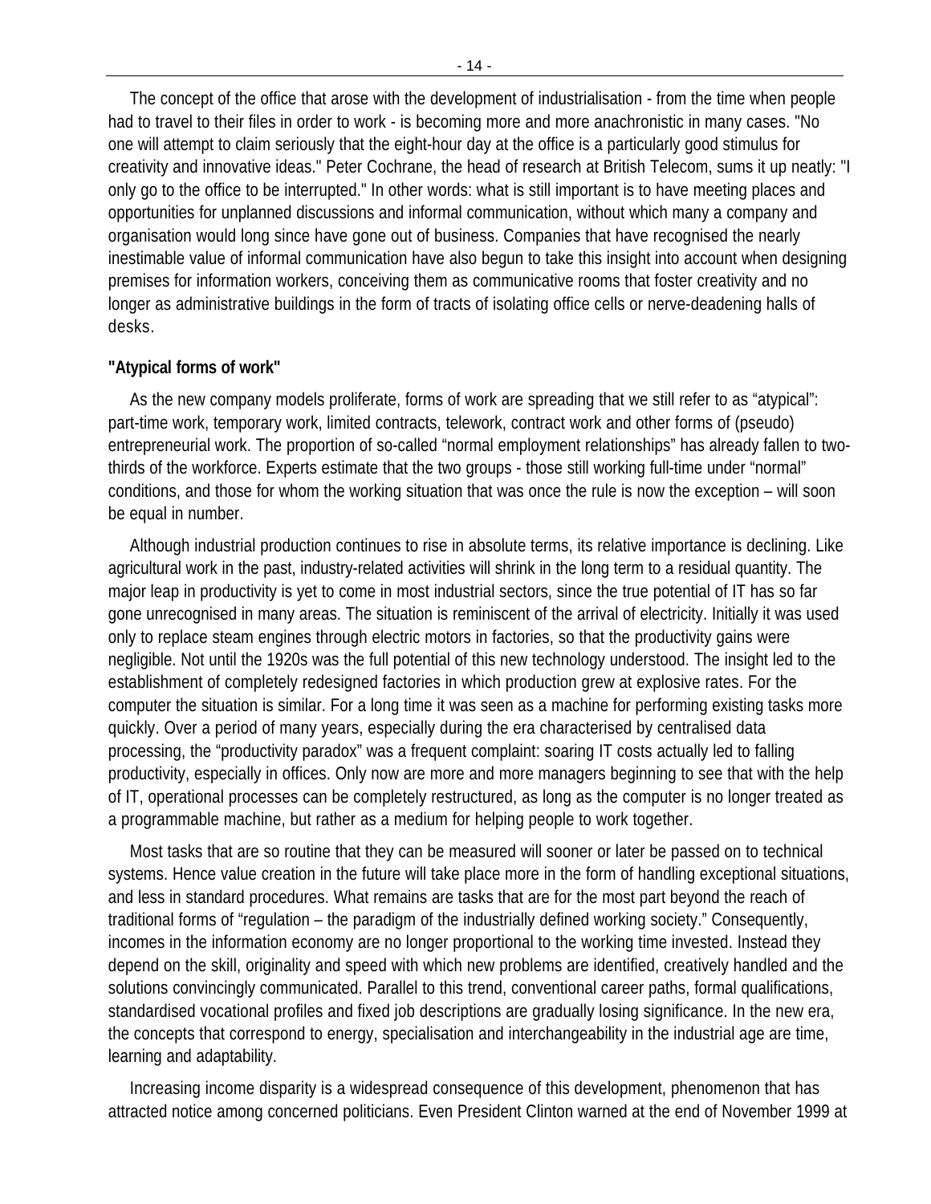The concept of the office that arose with the development of industrialisation - from the time when people had to travel to their files in order to work - is becoming more and more anachronistic in many cases. "No one will attempt to claim seriously that the eight-hour day at the office is a particularly good stimulus for creativity and innovative ideas." Peter Cochrane, the head of research at British Telecom, sums it up neatly: "I only go to the office to be interrupted." In other words: what is still important is to have meeting places and opportunities for unplanned discussions and informal communication, without which many a company and organisation would long since have gone out of business. Companies that have recognised the nearly inestimable value of informal communication have also begun to take this insight into account when designing premises for information workers, conceiving them as communicative rooms that foster creativity and no longer as administrative buildings in the form of tracts of isolating office cells or nerve-deadening halls of desks.

**"Atypical forms of work"**

As the new company models proliferate, forms of work are spreading that we still refer to as "atypical": part-time work, temporary work, limited contracts, telework, contract work and other forms of (pseudo) entrepreneurial work. The proportion of so-called "normal employment relationships" has already fallen to two-thirds of the workforce. Experts estimate that the two groups - those still working full-time under "normal" conditions, and those for whom the working situation that was once the rule is now the exception – will soon be equal in number.

Although industrial production continues to rise in absolute terms, its relative importance is declining. Like agricultural work in the past, industry-related activities will shrink in the long term to a residual quantity. The major leap in productivity is yet to come in most industrial sectors, since the true potential of IT has so far gone unrecognised in many areas. The situation is reminiscent of the arrival of electricity. Initially it was used only to replace steam engines through electric motors in factories, so that the productivity gains were negligible. Not until the 1920s was the full potential of this new technology understood. The insight led to the establishment of completely redesigned factories in which production grew at explosive rates. For the computer the situation is similar. For a long time it was seen as a machine for performing existing tasks more quickly. Over a period of many years, especially during the era characterised by centralised data processing, the "productivity paradox" was a frequent complaint: soaring IT costs actually led to falling productivity, especially in offices. Only now are more and more managers beginning to see that with the help of IT, operational processes can be completely restructured, as long as the computer is no longer treated as a programmable machine, but rather as a medium for helping people to work together.

Most tasks that are so routine that they can be measured will sooner or later be passed on to technical systems. Hence value creation in the future will take place more in the form of handling exceptional situations, and less in standard procedures. What remains are tasks that are for the most part beyond the reach of traditional forms of "regulation – the paradigm of the industrially defined working society." Consequently, incomes in the information economy are no longer proportional to the working time invested. Instead they depend on the skill, originality and speed with which new problems are identified, creatively handled and the solutions convincingly communicated. Parallel to this trend, conventional career paths, formal qualifications, standardised vocational profiles and fixed job descriptions are gradually losing significance. In the new era, the concepts that correspond to energy, specialisation and interchangeability in the industrial age are time, learning and adaptability.

Increasing income disparity is a widespread consequence of this development, phenomenon that has attracted notice among concerned politicians. Even President Clinton warned at the end of November 1999 at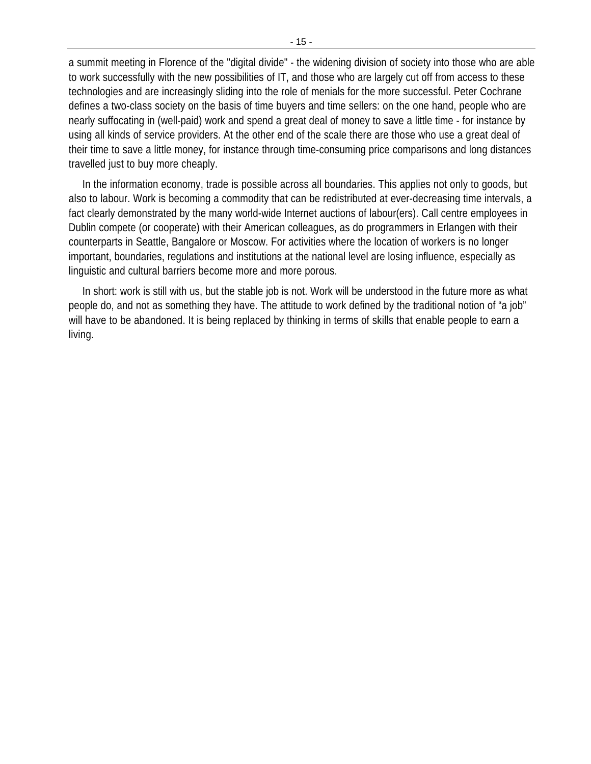a summit meeting in Florence of the "digital divide" - the widening division of society into those who are able to work successfully with the new possibilities of IT, and those who are largely cut off from access to these technologies and are increasingly sliding into the role of menials for the more successful. Peter Cochrane defines a two-class society on the basis of time buyers and time sellers: on the one hand, people who are nearly suffocating in (well-paid) work and spend a great deal of money to save a little time - for instance by using all kinds of service providers. At the other end of the scale there are those who use a great deal of their time to save a little money, for instance through time-consuming price comparisons and long distances travelled just to buy more cheaply.

In the information economy, trade is possible across all boundaries. This applies not only to goods, but also to labour. Work is becoming a commodity that can be redistributed at ever-decreasing time intervals, a fact clearly demonstrated by the many world-wide Internet auctions of labour(ers). Call centre employees in Dublin compete (or cooperate) with their American colleagues, as do programmers in Erlangen with their counterparts in Seattle, Bangalore or Moscow. For activities where the location of workers is no longer important, boundaries, regulations and institutions at the national level are losing influence, especially as linguistic and cultural barriers become more and more porous.

In short: work is still with us, but the stable job is not. Work will be understood in the future more as what people do, and not as something they have. The attitude to work defined by the traditional notion of “a job” will have to be abandoned. It is being replaced by thinking in terms of skills that enable people to earn a living.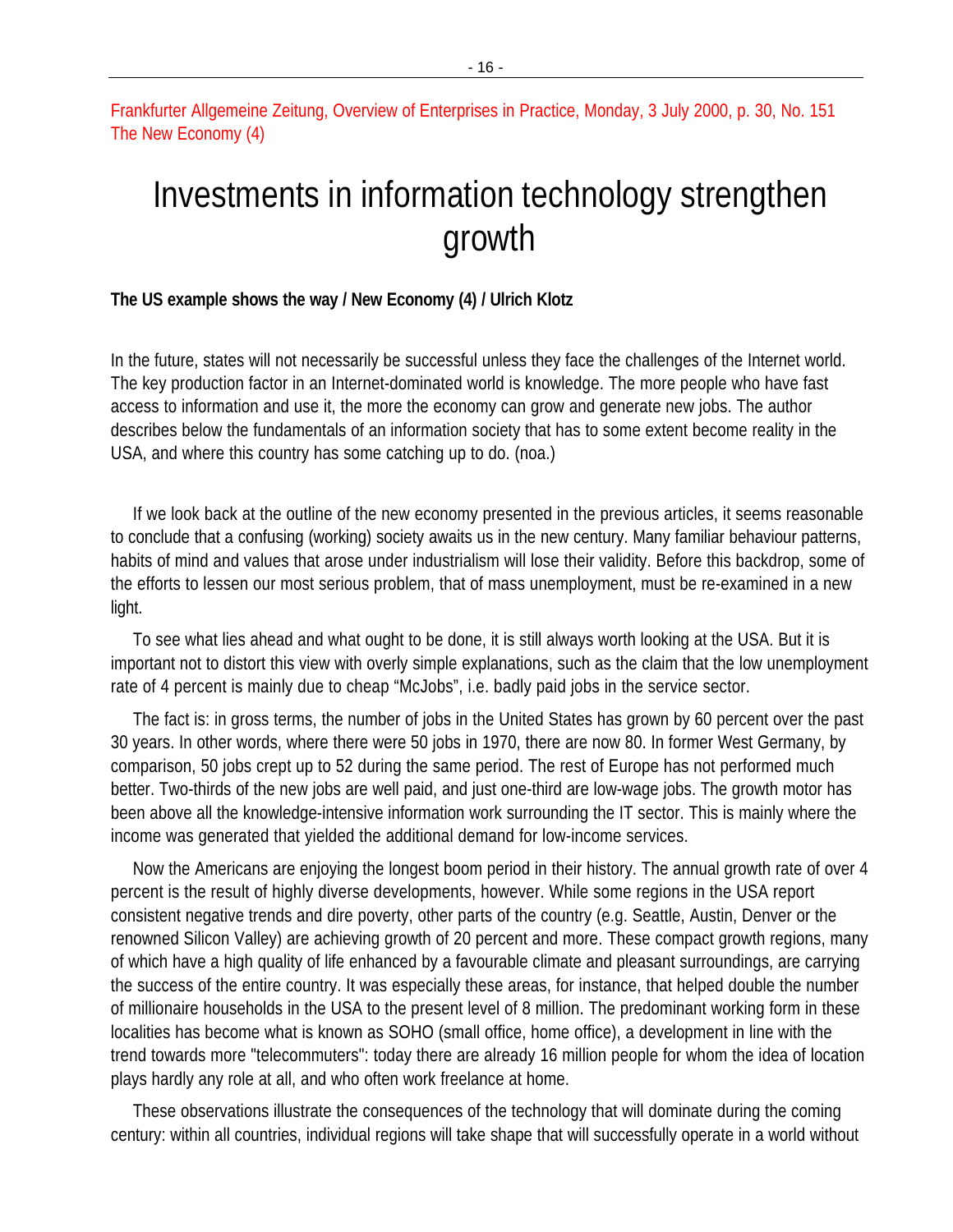Frankfurter Allgemeine Zeitung, Overview of Enterprises in Practice, Monday, 3 July 2000, p. 30, No. 151
The New Economy (4)

# Investments in information technology strengthen growth

**The US example shows the way / New Economy (4) / Ulrich Klotz**

In the future, states will not necessarily be successful unless they face the challenges of the Internet world. The key production factor in an Internet-dominated world is knowledge. The more people who have fast access to information and use it, the more the economy can grow and generate new jobs. The author describes below the fundamentals of an information society that has to some extent become reality in the USA, and where this country has some catching up to do. (noa.)

If we look back at the outline of the new economy presented in the previous articles, it seems reasonable to conclude that a confusing (working) society awaits us in the new century. Many familiar behaviour patterns, habits of mind and values that arose under industrialism will lose their validity. Before this backdrop, some of the efforts to lessen our most serious problem, that of mass unemployment, must be re-examined in a new light.

To see what lies ahead and what ought to be done, it is still always worth looking at the USA. But it is important not to distort this view with overly simple explanations, such as the claim that the low unemployment rate of 4 percent is mainly due to cheap "McJobs", i.e. badly paid jobs in the service sector.

The fact is: in gross terms, the number of jobs in the United States has grown by 60 percent over the past 30 years. In other words, where there were 50 jobs in 1970, there are now 80. In former West Germany, by comparison, 50 jobs crept up to 52 during the same period. The rest of Europe has not performed much better. Two-thirds of the new jobs are well paid, and just one-third are low-wage jobs. The growth motor has been above all the knowledge-intensive information work surrounding the IT sector. This is mainly where the income was generated that yielded the additional demand for low-income services.

Now the Americans are enjoying the longest boom period in their history. The annual growth rate of over 4 percent is the result of highly diverse developments, however. While some regions in the USA report consistent negative trends and dire poverty, other parts of the country (e.g. Seattle, Austin, Denver or the renowned Silicon Valley) are achieving growth of 20 percent and more. These compact growth regions, many of which have a high quality of life enhanced by a favourable climate and pleasant surroundings, are carrying the success of the entire country. It was especially these areas, for instance, that helped double the number of millionaire households in the USA to the present level of 8 million. The predominant working form in these localities has become what is known as SOHO (small office, home office), a development in line with the trend towards more "telecommuters": today there are already 16 million people for whom the idea of location plays hardly any role at all, and who often work freelance at home.

These observations illustrate the consequences of the technology that will dominate during the coming century: within all countries, individual regions will take shape that will successfully operate in a world without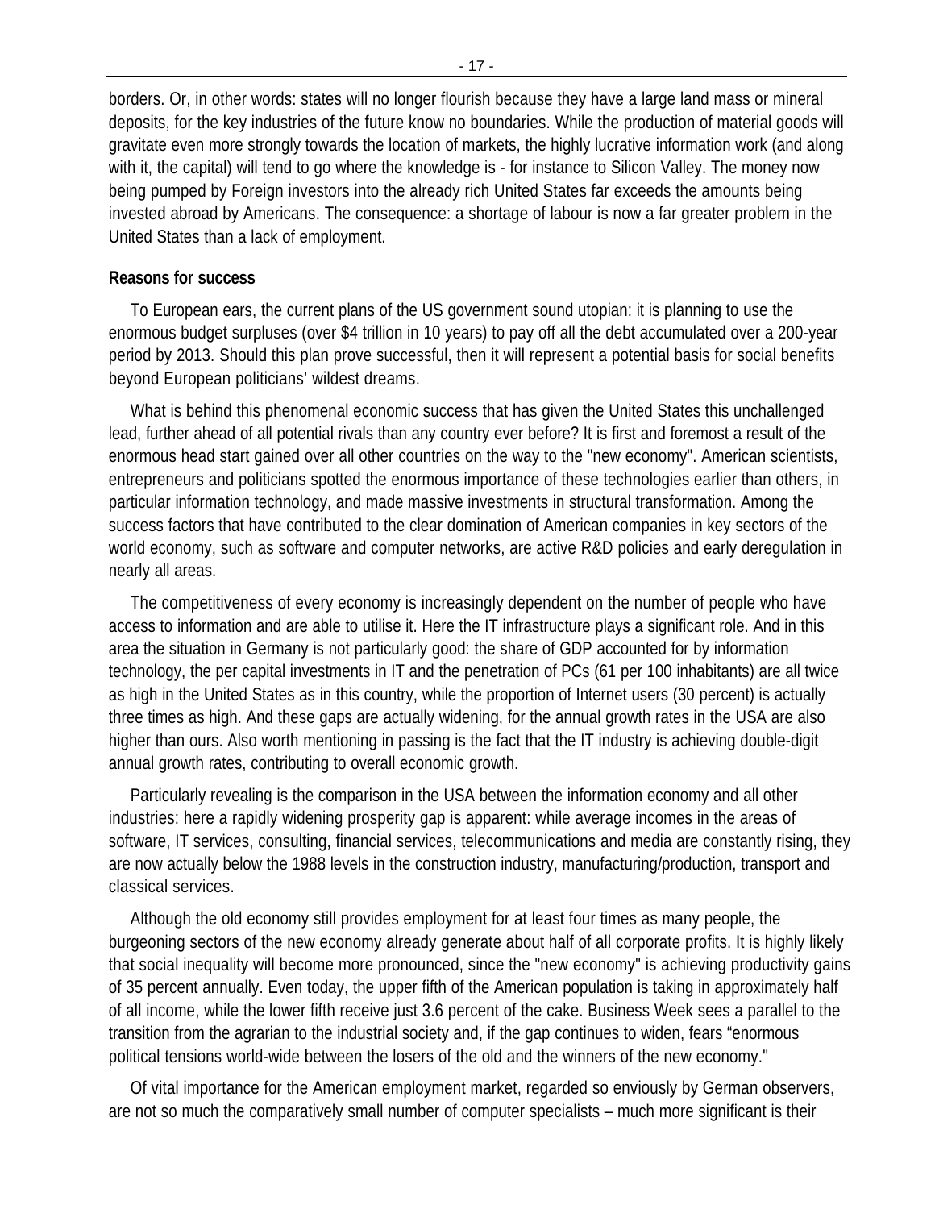borders. Or, in other words: states will no longer flourish because they have a large land mass or mineral deposits, for the key industries of the future know no boundaries. While the production of material goods will gravitate even more strongly towards the location of markets, the highly lucrative information work (and along with it, the capital) will tend to go where the knowledge is - for instance to Silicon Valley. The money now being pumped by Foreign investors into the already rich United States far exceeds the amounts being invested abroad by Americans. The consequence: a shortage of labour is now a far greater problem in the United States than a lack of employment.

**Reasons for success**

To European ears, the current plans of the US government sound utopian: it is planning to use the enormous budget surpluses (over $4 trillion in 10 years) to pay off all the debt accumulated over a 200-year period by 2013. Should this plan prove successful, then it will represent a potential basis for social benefits beyond European politicians' wildest dreams.

What is behind this phenomenal economic success that has given the United States this unchallenged lead, further ahead of all potential rivals than any country ever before? It is first and foremost a result of the enormous head start gained over all other countries on the way to the "new economy". American scientists, entrepreneurs and politicians spotted the enormous importance of these technologies earlier than others, in particular information technology, and made massive investments in structural transformation. Among the success factors that have contributed to the clear domination of American companies in key sectors of the world economy, such as software and computer networks, are active R&D policies and early deregulation in nearly all areas.

The competitiveness of every economy is increasingly dependent on the number of people who have access to information and are able to utilise it. Here the IT infrastructure plays a significant role. And in this area the situation in Germany is not particularly good: the share of GDP accounted for by information technology, the per capital investments in IT and the penetration of PCs (61 per 100 inhabitants) are all twice as high in the United States as in this country, while the proportion of Internet users (30 percent) is actually three times as high. And these gaps are actually widening, for the annual growth rates in the USA are also higher than ours. Also worth mentioning in passing is the fact that the IT industry is achieving double-digit annual growth rates, contributing to overall economic growth.

Particularly revealing is the comparison in the USA between the information economy and all other industries: here a rapidly widening prosperity gap is apparent: while average incomes in the areas of software, IT services, consulting, financial services, telecommunications and media are constantly rising, they are now actually below the 1988 levels in the construction industry, manufacturing/production, transport and classical services.

Although the old economy still provides employment for at least four times as many people, the burgeoning sectors of the new economy already generate about half of all corporate profits. It is highly likely that social inequality will become more pronounced, since the "new economy" is achieving productivity gains of 35 percent annually. Even today, the upper fifth of the American population is taking in approximately half of all income, while the lower fifth receive just 3.6 percent of the cake. Business Week sees a parallel to the transition from the agrarian to the industrial society and, if the gap continues to widen, fears "enormous political tensions world-wide between the losers of the old and the winners of the new economy."

Of vital importance for the American employment market, regarded so enviously by German observers, are not so much the comparatively small number of computer specialists – much more significant is their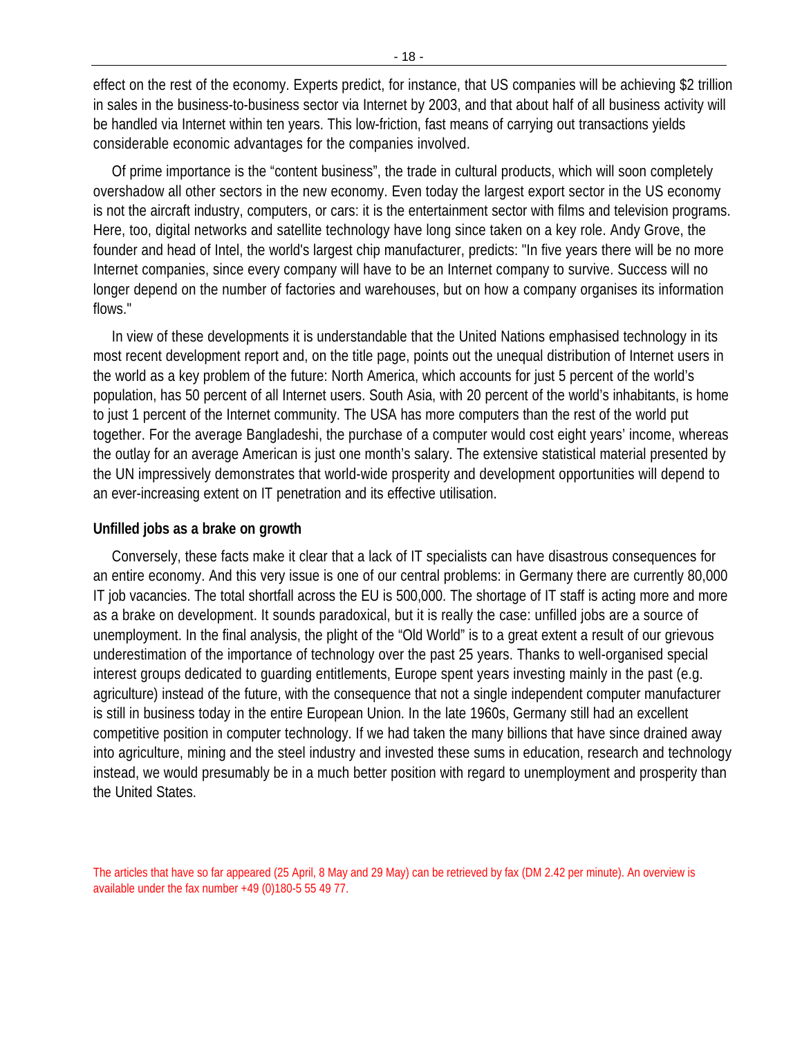effect on the rest of the economy. Experts predict, for instance, that US companies will be achieving $2 trillion in sales in the business-to-business sector via Internet by 2003, and that about half of all business activity will be handled via Internet within ten years. This low-friction, fast means of carrying out transactions yields considerable economic advantages for the companies involved.

Of prime importance is the "content business", the trade in cultural products, which will soon completely overshadow all other sectors in the new economy. Even today the largest export sector in the US economy is not the aircraft industry, computers, or cars: it is the entertainment sector with films and television programs. Here, too, digital networks and satellite technology have long since taken on a key role. Andy Grove, the founder and head of Intel, the world's largest chip manufacturer, predicts: "In five years there will be no more Internet companies, since every company will have to be an Internet company to survive. Success will no longer depend on the number of factories and warehouses, but on how a company organises its information flows."

In view of these developments it is understandable that the United Nations emphasised technology in its most recent development report and, on the title page, points out the unequal distribution of Internet users in the world as a key problem of the future: North America, which accounts for just 5 percent of the world's population, has 50 percent of all Internet users. South Asia, with 20 percent of the world's inhabitants, is home to just 1 percent of the Internet community. The USA has more computers than the rest of the world put together. For the average Bangladeshi, the purchase of a computer would cost eight years' income, whereas the outlay for an average American is just one month's salary. The extensive statistical material presented by the UN impressively demonstrates that world-wide prosperity and development opportunities will depend to an ever-increasing extent on IT penetration and its effective utilisation.

**Unfilled jobs as a brake on growth**

Conversely, these facts make it clear that a lack of IT specialists can have disastrous consequences for an entire economy. And this very issue is one of our central problems: in Germany there are currently 80,000 IT job vacancies. The total shortfall across the EU is 500,000. The shortage of IT staff is acting more and more as a brake on development. It sounds paradoxical, but it is really the case: unfilled jobs are a source of unemployment. In the final analysis, the plight of the "Old World" is to a great extent a result of our grievous underestimation of the importance of technology over the past 25 years. Thanks to well-organised special interest groups dedicated to guarding entitlements, Europe spent years investing mainly in the past (e.g. agriculture) instead of the future, with the consequence that not a single independent computer manufacturer is still in business today in the entire European Union. In the late 1960s, Germany still had an excellent competitive position in computer technology. If we had taken the many billions that have since drained away into agriculture, mining and the steel industry and invested these sums in education, research and technology instead, we would presumably be in a much better position with regard to unemployment and prosperity than the United States.

The articles that have so far appeared (25 April, 8 May and 29 May) can be retrieved by fax (DM 2.42 per minute). An overview is available under the fax number +49 (0)180-5 55 49 77.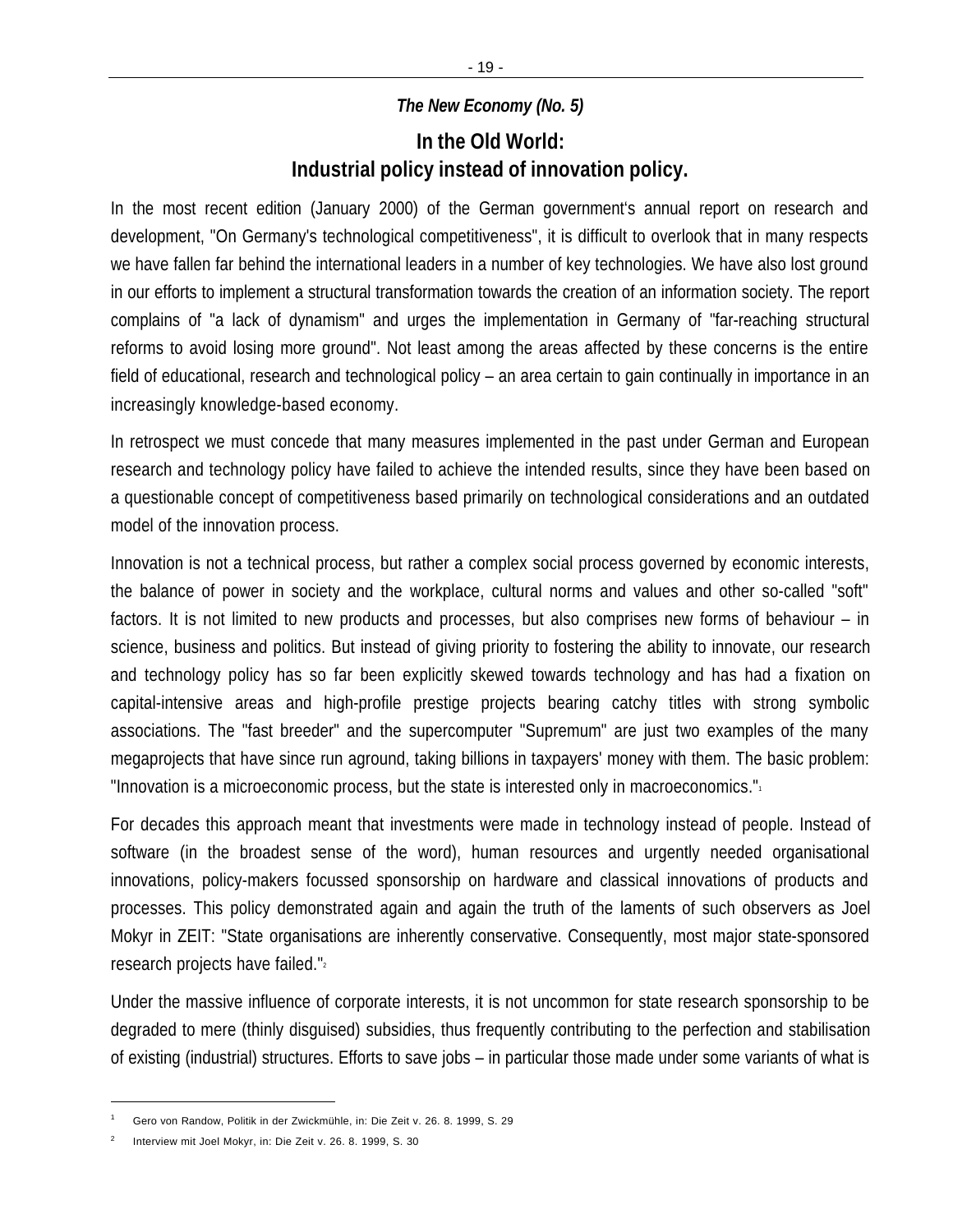*The New Economy (No. 5)*

## In the Old World: Industrial policy instead of innovation policy.

In the most recent edition (January 2000) of the German government's annual report on research and development, "On Germany's technological competitiveness", it is difficult to overlook that in many respects we have fallen far behind the international leaders in a number of key technologies. We have also lost ground in our efforts to implement a structural transformation towards the creation of an information society. The report complains of "a lack of dynamism" and urges the implementation in Germany of "far-reaching structural reforms to avoid losing more ground". Not least among the areas affected by these concerns is the entire field of educational, research and technological policy – an area certain to gain continually in importance in an increasingly knowledge-based economy.

In retrospect we must concede that many measures implemented in the past under German and European research and technology policy have failed to achieve the intended results, since they have been based on a questionable concept of competitiveness based primarily on technological considerations and an outdated model of the innovation process.

Innovation is not a technical process, but rather a complex social process governed by economic interests, the balance of power in society and the workplace, cultural norms and values and other so-called "soft" factors. It is not limited to new products and processes, but also comprises new forms of behaviour – in science, business and politics. But instead of giving priority to fostering the ability to innovate, our research and technology policy has so far been explicitly skewed towards technology and has had a fixation on capital-intensive areas and high-profile prestige projects bearing catchy titles with strong symbolic associations. The "fast breeder" and the supercomputer "Supremum" are just two examples of the many megaprojects that have since run aground, taking billions in taxpayers' money with them. The basic problem: "Innovation is a microeconomic process, but the state is interested only in macroeconomics."[1]

For decades this approach meant that investments were made in technology instead of people. Instead of software (in the broadest sense of the word), human resources and urgently needed organisational innovations, policy-makers focussed sponsorship on hardware and classical innovations of products and processes. This policy demonstrated again and again the truth of the laments of such observers as Joel Mokyr in ZEIT: "State organisations are inherently conservative. Consequently, most major state-sponsored research projects have failed."[2]

Under the massive influence of corporate interests, it is not uncommon for state research sponsorship to be degraded to mere (thinly disguised) subsidies, thus frequently contributing to the perfection and stabilisation of existing (industrial) structures. Efforts to save jobs – in particular those made under some variants of what is

---

[1] Gero von Randow, Politik in der Zwickmühle, in: Die Zeit v. 26. 8. 1999, S. 29

[2] Interview mit Joel Mokyr, in: Die Zeit v. 26. 8. 1999, S. 30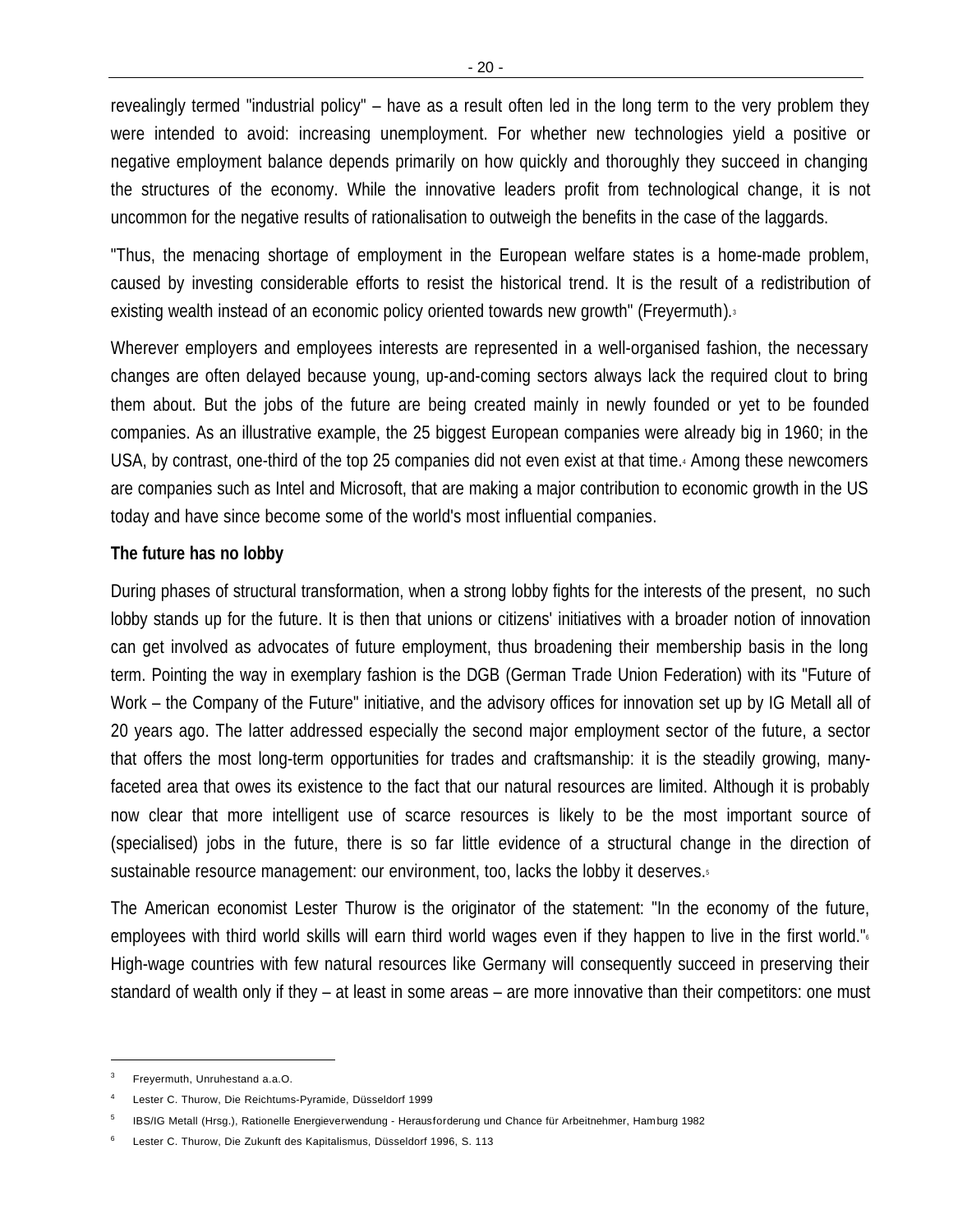revealingly termed "industrial policy" – have as a result often led in the long term to the very problem they were intended to avoid: increasing unemployment. For whether new technologies yield a positive or negative employment balance depends primarily on how quickly and thoroughly they succeed in changing the structures of the economy. While the innovative leaders profit from technological change, it is not uncommon for the negative results of rationalisation to outweigh the benefits in the case of the laggards.

"Thus, the menacing shortage of employment in the European welfare states is a home-made problem, caused by investing considerable efforts to resist the historical trend. It is the result of a redistribution of existing wealth instead of an economic policy oriented towards new growth" (Freyermuth).[3]

Wherever employers and employees interests are represented in a well-organised fashion, the necessary changes are often delayed because young, up-and-coming sectors always lack the required clout to bring them about. But the jobs of the future are being created mainly in newly founded or yet to be founded companies. As an illustrative example, the 25 biggest European companies were already big in 1960; in the USA, by contrast, one-third of the top 25 companies did not even exist at that time.[4] Among these newcomers are companies such as Intel and Microsoft, that are making a major contribution to economic growth in the US today and have since become some of the world's most influential companies.

**The future has no lobby**

During phases of structural transformation, when a strong lobby fights for the interests of the present, no such lobby stands up for the future. It is then that unions or citizens' initiatives with a broader notion of innovation can get involved as advocates of future employment, thus broadening their membership basis in the long term. Pointing the way in exemplary fashion is the DGB (German Trade Union Federation) with its "Future of Work – the Company of the Future" initiative, and the advisory offices for innovation set up by IG Metall all of 20 years ago. The latter addressed especially the second major employment sector of the future, a sector that offers the most long-term opportunities for trades and craftsmanship: it is the steadily growing, many-faceted area that owes its existence to the fact that our natural resources are limited. Although it is probably now clear that more intelligent use of scarce resources is likely to be the most important source of (specialised) jobs in the future, there is so far little evidence of a structural change in the direction of sustainable resource management: our environment, too, lacks the lobby it deserves.[5]

The American economist Lester Thurow is the originator of the statement: "In the economy of the future, employees with third world skills will earn third world wages even if they happen to live in the first world."[6] High-wage countries with few natural resources like Germany will consequently succeed in preserving their standard of wealth only if they – at least in some areas – are more innovative than their competitors: one must

---

[3] Freyermuth, Unruhestand a.a.O.

[4] Lester C. Thurow, Die Reichtums-Pyramide, Düsseldorf 1999

[5] IBS/IG Metall (Hrsg.), Rationelle Energieverwendung - Herausforderung und Chance für Arbeitnehmer, Hamburg 1982

[6] Lester C. Thurow, Die Zukunft des Kapitalismus, Düsseldorf 1996, S. 113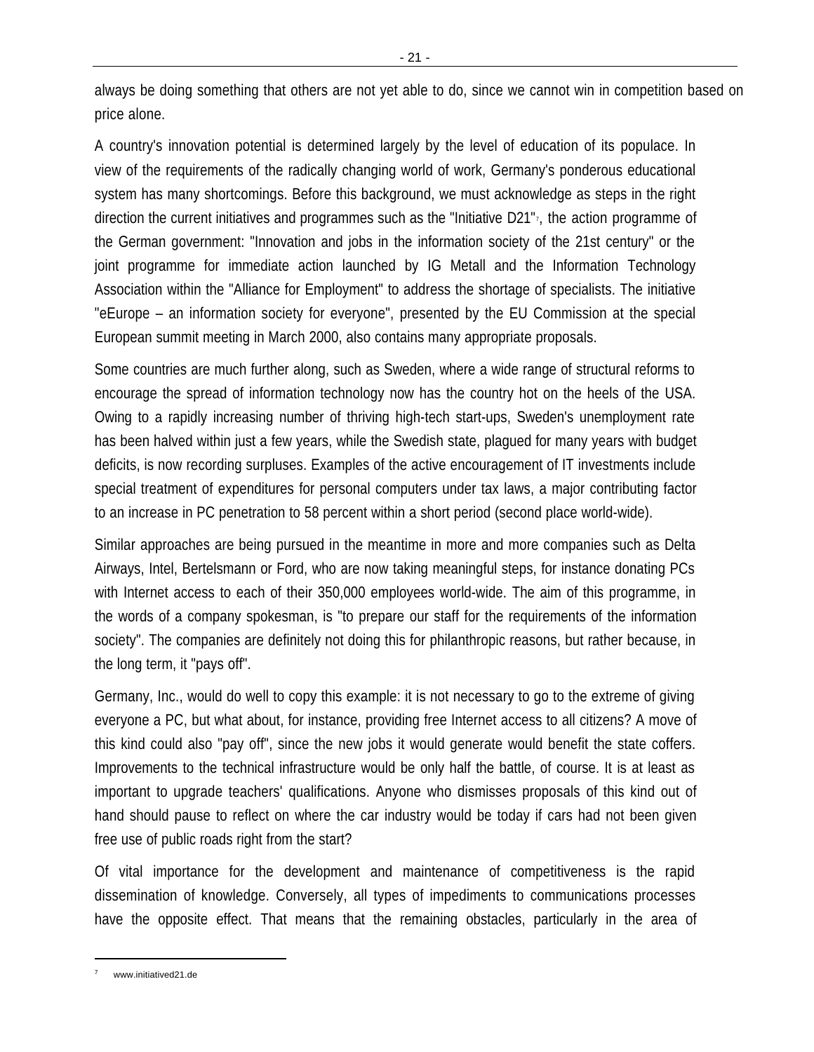always be doing something that others are not yet able to do, since we cannot win in competition based on price alone.

A country's innovation potential is determined largely by the level of education of its populace. In view of the requirements of the radically changing world of work, Germany's ponderous educational system has many shortcomings. Before this background, we must acknowledge as steps in the right direction the current initiatives and programmes such as the "Initiative D21"[7], the action programme of the German government: "Innovation and jobs in the information society of the 21st century" or the joint programme for immediate action launched by IG Metall and the Information Technology Association within the "Alliance for Employment" to address the shortage of specialists. The initiative "eEurope – an information society for everyone", presented by the EU Commission at the special European summit meeting in March 2000, also contains many appropriate proposals.

Some countries are much further along, such as Sweden, where a wide range of structural reforms to encourage the spread of information technology now has the country hot on the heels of the USA. Owing to a rapidly increasing number of thriving high-tech start-ups, Sweden's unemployment rate has been halved within just a few years, while the Swedish state, plagued for many years with budget deficits, is now recording surpluses. Examples of the active encouragement of IT investments include special treatment of expenditures for personal computers under tax laws, a major contributing factor to an increase in PC penetration to 58 percent within a short period (second place world-wide).

Similar approaches are being pursued in the meantime in more and more companies such as Delta Airways, Intel, Bertelsmann or Ford, who are now taking meaningful steps, for instance donating PCs with Internet access to each of their 350,000 employees world-wide. The aim of this programme, in the words of a company spokesman, is "to prepare our staff for the requirements of the information society". The companies are definitely not doing this for philanthropic reasons, but rather because, in the long term, it "pays off".

Germany, Inc., would do well to copy this example: it is not necessary to go to the extreme of giving everyone a PC, but what about, for instance, providing free Internet access to all citizens? A move of this kind could also "pay off", since the new jobs it would generate would benefit the state coffers. Improvements to the technical infrastructure would be only half the battle, of course. It is at least as important to upgrade teachers' qualifications. Anyone who dismisses proposals of this kind out of hand should pause to reflect on where the car industry would be today if cars had not been given free use of public roads right from the start?

Of vital importance for the development and maintenance of competitiveness is the rapid dissemination of knowledge. Conversely, all types of impediments to communications processes have the opposite effect. That means that the remaining obstacles, particularly in the area of

---

[7] www.initiatived21.de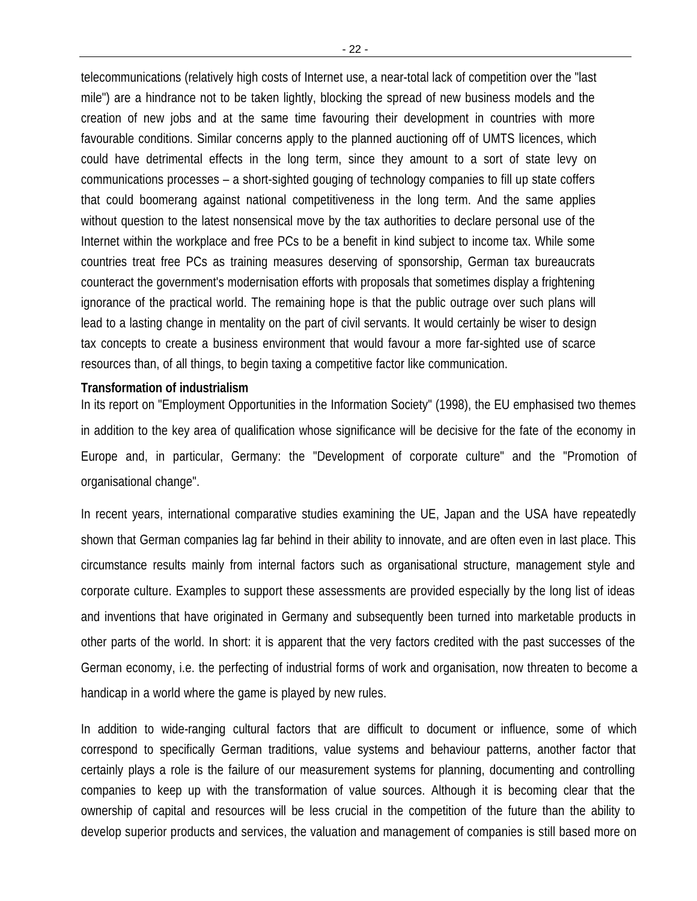telecommunications (relatively high costs of Internet use, a near-total lack of competition over the "last mile") are a hindrance not to be taken lightly, blocking the spread of new business models and the creation of new jobs and at the same time favouring their development in countries with more favourable conditions. Similar concerns apply to the planned auctioning off of UMTS licences, which could have detrimental effects in the long term, since they amount to a sort of state levy on communications processes – a short-sighted gouging of technology companies to fill up state coffers that could boomerang against national competitiveness in the long term. And the same applies without question to the latest nonsensical move by the tax authorities to declare personal use of the Internet within the workplace and free PCs to be a benefit in kind subject to income tax. While some countries treat free PCs as training measures deserving of sponsorship, German tax bureaucrats counteract the government's modernisation efforts with proposals that sometimes display a frightening ignorance of the practical world. The remaining hope is that the public outrage over such plans will lead to a lasting change in mentality on the part of civil servants. It would certainly be wiser to design tax concepts to create a business environment that would favour a more far-sighted use of scarce resources than, of all things, to begin taxing a competitive factor like communication.

**Transformation of industrialism**

In its report on "Employment Opportunities in the Information Society" (1998), the EU emphasised two themes in addition to the key area of qualification whose significance will be decisive for the fate of the economy in Europe and, in particular, Germany: the "Development of corporate culture" and the "Promotion of organisational change".

In recent years, international comparative studies examining the UE, Japan and the USA have repeatedly shown that German companies lag far behind in their ability to innovate, and are often even in last place. This circumstance results mainly from internal factors such as organisational structure, management style and corporate culture. Examples to support these assessments are provided especially by the long list of ideas and inventions that have originated in Germany and subsequently been turned into marketable products in other parts of the world. In short: it is apparent that the very factors credited with the past successes of the German economy, i.e. the perfecting of industrial forms of work and organisation, now threaten to become a handicap in a world where the game is played by new rules.

In addition to wide-ranging cultural factors that are difficult to document or influence, some of which correspond to specifically German traditions, value systems and behaviour patterns, another factor that certainly plays a role is the failure of our measurement systems for planning, documenting and controlling companies to keep up with the transformation of value sources. Although it is becoming clear that the ownership of capital and resources will be less crucial in the competition of the future than the ability to develop superior products and services, the valuation and management of companies is still based more on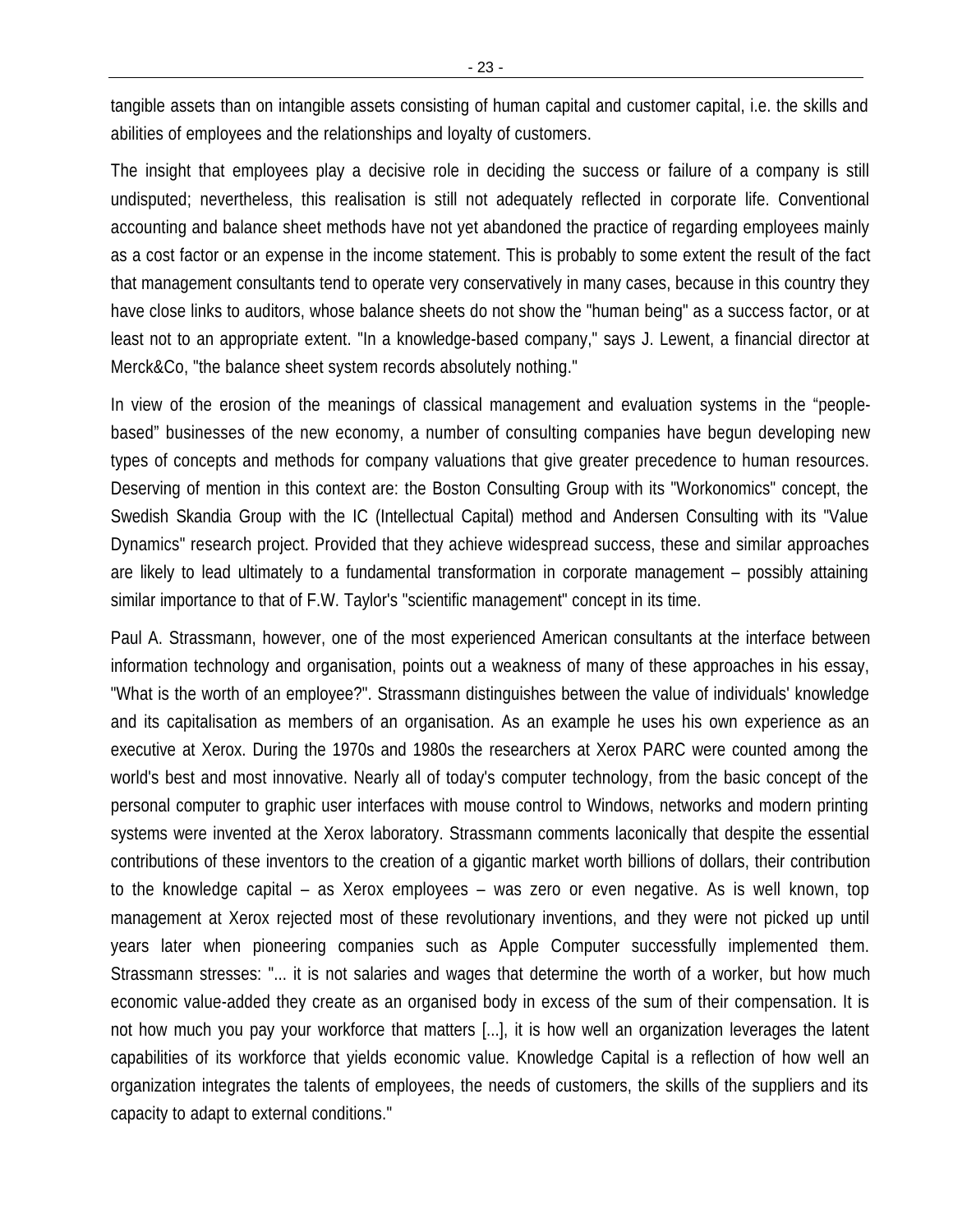tangible assets than on intangible assets consisting of human capital and customer capital, i.e. the skills and abilities of employees and the relationships and loyalty of customers.

The insight that employees play a decisive role in deciding the success or failure of a company is still undisputed; nevertheless, this realisation is still not adequately reflected in corporate life. Conventional accounting and balance sheet methods have not yet abandoned the practice of regarding employees mainly as a cost factor or an expense in the income statement. This is probably to some extent the result of the fact that management consultants tend to operate very conservatively in many cases, because in this country they have close links to auditors, whose balance sheets do not show the "human being" as a success factor, or at least not to an appropriate extent. "In a knowledge-based company," says J. Lewent, a financial director at Merck&Co, "the balance sheet system records absolutely nothing."

In view of the erosion of the meanings of classical management and evaluation systems in the "people-based" businesses of the new economy, a number of consulting companies have begun developing new types of concepts and methods for company valuations that give greater precedence to human resources. Deserving of mention in this context are: the Boston Consulting Group with its "Workonomics" concept, the Swedish Skandia Group with the IC (Intellectual Capital) method and Andersen Consulting with its "Value Dynamics" research project. Provided that they achieve widespread success, these and similar approaches are likely to lead ultimately to a fundamental transformation in corporate management – possibly attaining similar importance to that of F.W. Taylor's "scientific management" concept in its time.

Paul A. Strassmann, however, one of the most experienced American consultants at the interface between information technology and organisation, points out a weakness of many of these approaches in his essay, "What is the worth of an employee?". Strassmann distinguishes between the value of individuals' knowledge and its capitalisation as members of an organisation. As an example he uses his own experience as an executive at Xerox. During the 1970s and 1980s the researchers at Xerox PARC were counted among the world's best and most innovative. Nearly all of today's computer technology, from the basic concept of the personal computer to graphic user interfaces with mouse control to Windows, networks and modern printing systems were invented at the Xerox laboratory. Strassmann comments laconically that despite the essential contributions of these inventors to the creation of a gigantic market worth billions of dollars, their contribution to the knowledge capital – as Xerox employees – was zero or even negative. As is well known, top management at Xerox rejected most of these revolutionary inventions, and they were not picked up until years later when pioneering companies such as Apple Computer successfully implemented them. Strassmann stresses: "... it is not salaries and wages that determine the worth of a worker, but how much economic value-added they create as an organised body in excess of the sum of their compensation. It is not how much you pay your workforce that matters [...], it is how well an organization leverages the latent capabilities of its workforce that yields economic value. Knowledge Capital is a reflection of how well an organization integrates the talents of employees, the needs of customers, the skills of the suppliers and its capacity to adapt to external conditions."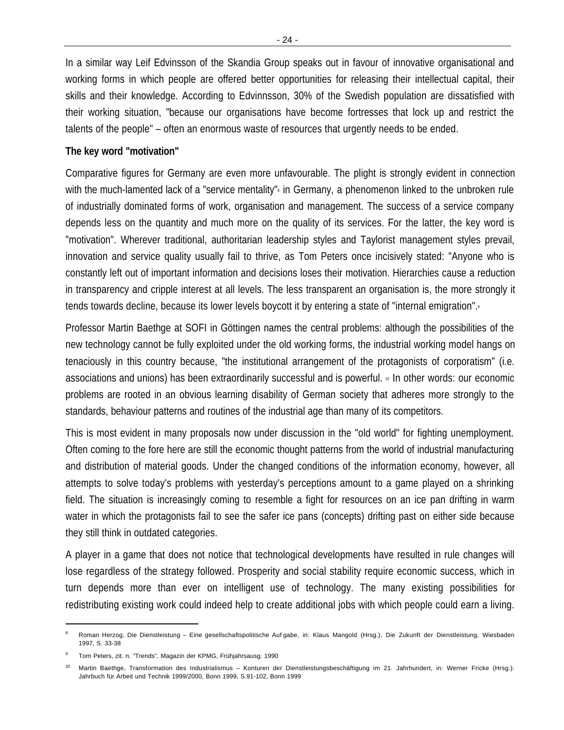In a similar way Leif Edvinsson of the Skandia Group speaks out in favour of innovative organisational and working forms in which people are offered better opportunities for releasing their intellectual capital, their skills and their knowledge. According to Edvinnsson, 30% of the Swedish population are dissatisfied with their working situation, "because our organisations have become fortresses that lock up and restrict the talents of the people" – often an enormous waste of resources that urgently needs to be ended.

**The key word "motivation"**

Comparative figures for Germany are even more unfavourable. The plight is strongly evident in connection with the much-lamented lack of a "service mentality"[8] in Germany, a phenomenon linked to the unbroken rule of industrially dominated forms of work, organisation and management. The success of a service company depends less on the quantity and much more on the quality of its services. For the latter, the key word is "motivation". Wherever traditional, authoritarian leadership styles and Taylorist management styles prevail, innovation and service quality usually fail to thrive, as Tom Peters once incisively stated: "Anyone who is constantly left out of important information and decisions loses their motivation. Hierarchies cause a reduction in transparency and cripple interest at all levels. The less transparent an organisation is, the more strongly it tends towards decline, because its lower levels boycott it by entering a state of "internal emigration".[9]

Professor Martin Baethge at SOFI in Göttingen names the central problems: although the possibilities of the new technology cannot be fully exploited under the old working forms, the industrial working model hangs on tenaciously in this country because, "the institutional arrangement of the protagonists of corporatism" (i.e. associations and unions) has been extraordinarily successful and is powerful. [10] In other words: our economic problems are rooted in an obvious learning disability of German society that adheres more strongly to the standards, behaviour patterns and routines of the industrial age than many of its competitors.

This is most evident in many proposals now under discussion in the "old world" for fighting unemployment. Often coming to the fore here are still the economic thought patterns from the world of industrial manufacturing and distribution of material goods. Under the changed conditions of the information economy, however, all attempts to solve today's problems with yesterday's perceptions amount to a game played on a shrinking field. The situation is increasingly coming to resemble a fight for resources on an ice pan drifting in warm water in which the protagonists fail to see the safer ice pans (concepts) drifting past on either side because they still think in outdated categories.

A player in a game that does not notice that technological developments have resulted in rule changes will lose regardless of the strategy followed. Prosperity and social stability require economic success, which in turn depends more than ever on intelligent use of technology. The many existing possibilities for redistributing existing work could indeed help to create additional jobs with which people could earn a living.

---

[8] Roman Herzog, Die Dienstleistung – Eine gesellschaftspolitische Aufgabe, in: Klaus Mangold (Hrsg.), Die Zukunft der Dienstleistung, Wiesbaden 1997, S. 33-38

[9] Tom Peters, zit. n. "Trends", Magazin der KPMG, Frühjahrsausg. 1990

[10] Martin Baethge, Transformation des Industrialismus – Konturen der Dienstleistungsbeschäftigung im 21. Jahrhundert, in: Werner Fricke (Hrsg.): Jahrbuch für Arbeit und Technik 1999/2000, Bonn 1999, S.91-102, Bonn 1999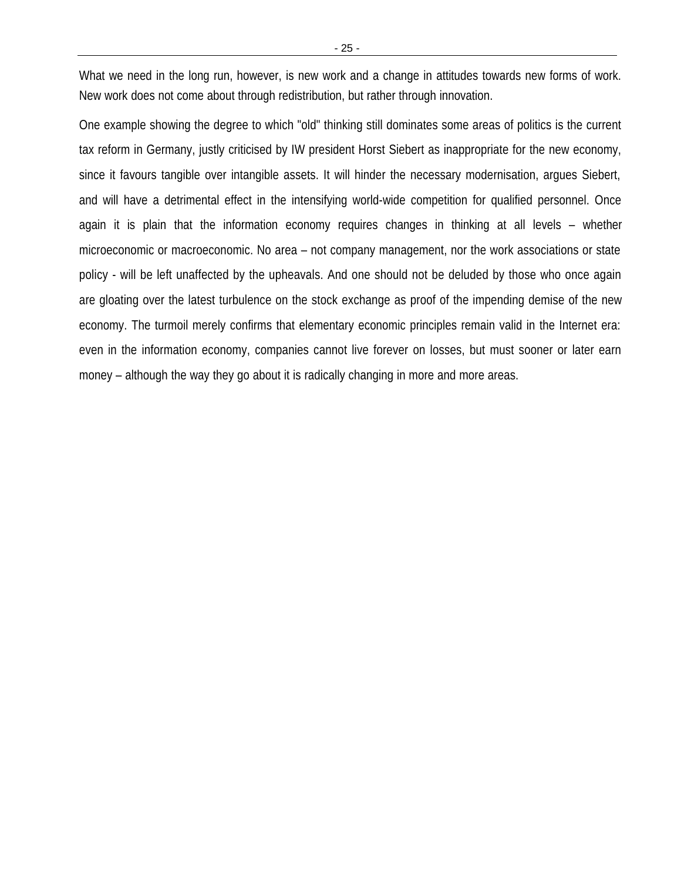What we need in the long run, however, is new work and a change in attitudes towards new forms of work. New work does not come about through redistribution, but rather through innovation.

One example showing the degree to which "old" thinking still dominates some areas of politics is the current tax reform in Germany, justly criticised by IW president Horst Siebert as inappropriate for the new economy, since it favours tangible over intangible assets. It will hinder the necessary modernisation, argues Siebert, and will have a detrimental effect in the intensifying world-wide competition for qualified personnel. Once again it is plain that the information economy requires changes in thinking at all levels – whether microeconomic or macroeconomic. No area – not company management, nor the work associations or state policy - will be left unaffected by the upheavals. And one should not be deluded by those who once again are gloating over the latest turbulence on the stock exchange as proof of the impending demise of the new economy. The turmoil merely confirms that elementary economic principles remain valid in the Internet era: even in the information economy, companies cannot live forever on losses, but must sooner or later earn money – although the way they go about it is radically changing in more and more areas.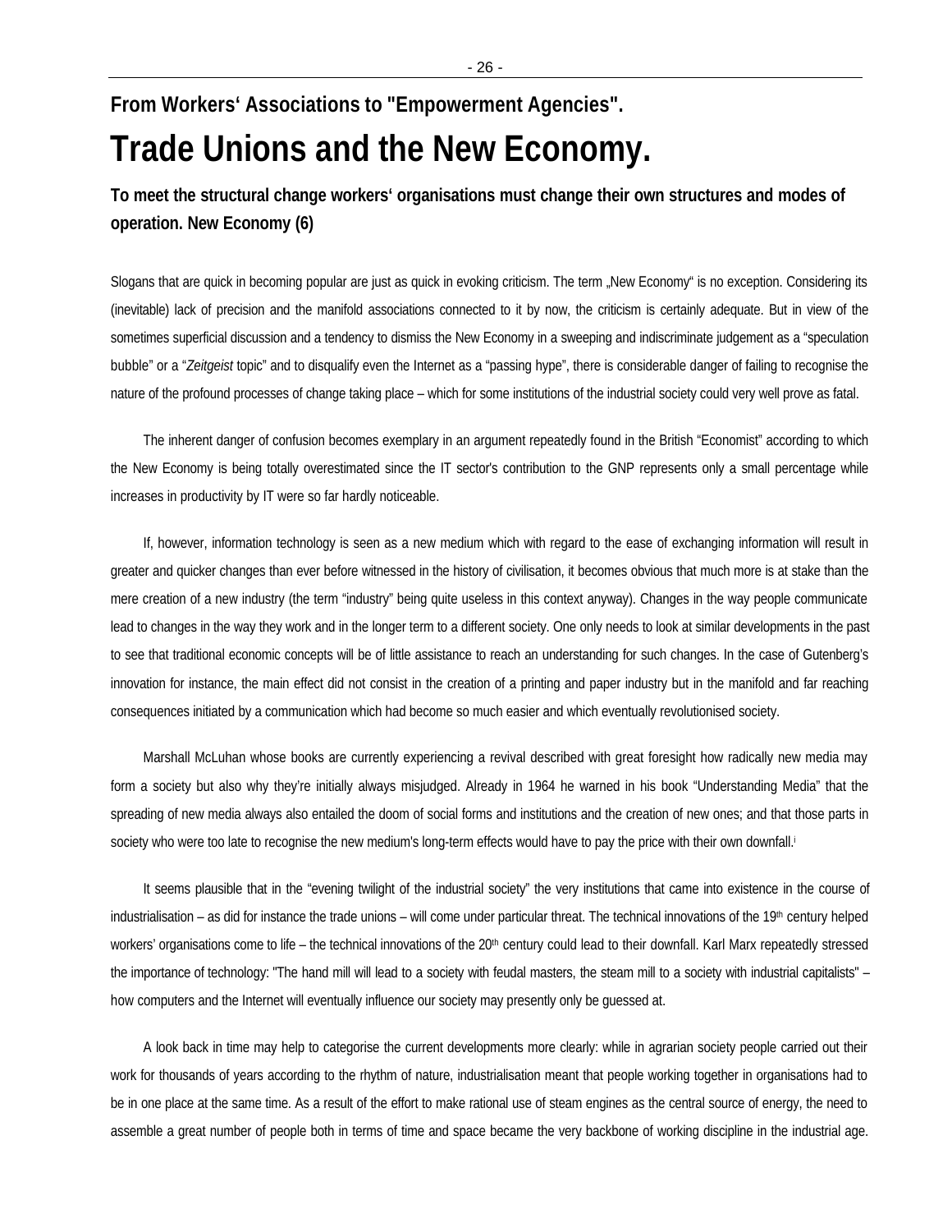**From Workers' Associations to "Empowerment Agencies".**

# Trade Unions and the New Economy.

**To meet the structural change workers' organisations must change their own structures and modes of operation. New Economy (6)**

Slogans that are quick in becoming popular are just as quick in evoking criticism. The term „New Economy" is no exception. Considering its (inevitable) lack of precision and the manifold associations connected to it by now, the criticism is certainly adequate. But in view of the sometimes superficial discussion and a tendency to dismiss the New Economy in a sweeping and indiscriminate judgement as a "speculation bubble" or a "*Zeitgeist* topic" and to disqualify even the Internet as a "passing hype", there is considerable danger of failing to recognise the nature of the profound processes of change taking place – which for some institutions of the industrial society could very well prove as fatal.

The inherent danger of confusion becomes exemplary in an argument repeatedly found in the British "Economist" according to which the New Economy is being totally overestimated since the IT sector's contribution to the GNP represents only a small percentage while increases in productivity by IT were so far hardly noticeable.

If, however, information technology is seen as a new medium which with regard to the ease of exchanging information will result in greater and quicker changes than ever before witnessed in the history of civilisation, it becomes obvious that much more is at stake than the mere creation of a new industry (the term "industry" being quite useless in this context anyway). Changes in the way people communicate lead to changes in the way they work and in the longer term to a different society. One only needs to look at similar developments in the past to see that traditional economic concepts will be of little assistance to reach an understanding for such changes. In the case of Gutenberg's innovation for instance, the main effect did not consist in the creation of a printing and paper industry but in the manifold and far reaching consequences initiated by a communication which had become so much easier and which eventually revolutionised society.

Marshall McLuhan whose books are currently experiencing a revival described with great foresight how radically new media may form a society but also why they're initially always misjudged. Already in 1964 he warned in his book "Understanding Media" that the spreading of new media always also entailed the doom of social forms and institutions and the creation of new ones; and that those parts in society who were too late to recognise the new medium's long-term effects would have to pay the price with their own downfall.[i]

It seems plausible that in the "evening twilight of the industrial society" the very institutions that came into existence in the course of industrialisation – as did for instance the trade unions – will come under particular threat. The technical innovations of the 19th century helped workers' organisations come to life – the technical innovations of the 20th century could lead to their downfall. Karl Marx repeatedly stressed the importance of technology: "The hand mill will lead to a society with feudal masters, the steam mill to a society with industrial capitalists" – how computers and the Internet will eventually influence our society may presently only be guessed at.

A look back in time may help to categorise the current developments more clearly: while in agrarian society people carried out their work for thousands of years according to the rhythm of nature, industrialisation meant that people working together in organisations had to be in one place at the same time. As a result of the effort to make rational use of steam engines as the central source of energy, the need to assemble a great number of people both in terms of time and space became the very backbone of working discipline in the industrial age.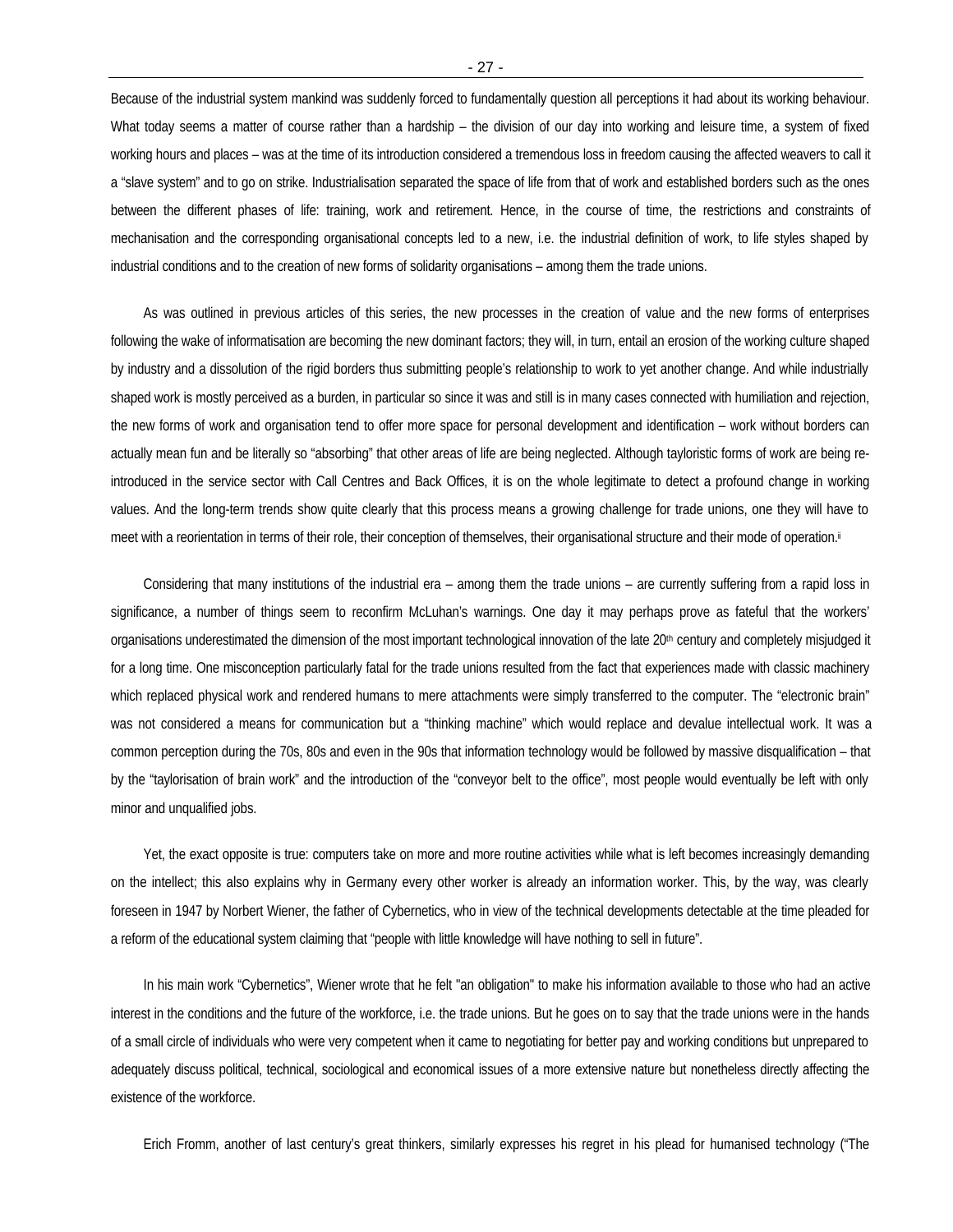Because of the industrial system mankind was suddenly forced to fundamentally question all perceptions it had about its working behaviour. What today seems a matter of course rather than a hardship – the division of our day into working and leisure time, a system of fixed working hours and places – was at the time of its introduction considered a tremendous loss in freedom causing the affected weavers to call it a "slave system" and to go on strike. Industrialisation separated the space of life from that of work and established borders such as the ones between the different phases of life: training, work and retirement. Hence, in the course of time, the restrictions and constraints of mechanisation and the corresponding organisational concepts led to a new, i.e. the industrial definition of work, to life styles shaped by industrial conditions and to the creation of new forms of solidarity organisations – among them the trade unions.

As was outlined in previous articles of this series, the new processes in the creation of value and the new forms of enterprises following the wake of informatisation are becoming the new dominant factors; they will, in turn, entail an erosion of the working culture shaped by industry and a dissolution of the rigid borders thus submitting people's relationship to work to yet another change. And while industrially shaped work is mostly perceived as a burden, in particular so since it was and still is in many cases connected with humiliation and rejection, the new forms of work and organisation tend to offer more space for personal development and identification – work without borders can actually mean fun and be literally so "absorbing" that other areas of life are being neglected. Although tayloristic forms of work are being re-introduced in the service sector with Call Centres and Back Offices, it is on the whole legitimate to detect a profound change in working values. And the long-term trends show quite clearly that this process means a growing challenge for trade unions, one they will have to meet with a reorientation in terms of their role, their conception of themselves, their organisational structure and their mode of operation.[ii]

Considering that many institutions of the industrial era – among them the trade unions – are currently suffering from a rapid loss in significance, a number of things seem to reconfirm McLuhan's warnings. One day it may perhaps prove as fateful that the workers' organisations underestimated the dimension of the most important technological innovation of the late 20th century and completely misjudged it for a long time. One misconception particularly fatal for the trade unions resulted from the fact that experiences made with classic machinery which replaced physical work and rendered humans to mere attachments were simply transferred to the computer. The "electronic brain" was not considered a means for communication but a "thinking machine" which would replace and devalue intellectual work. It was a common perception during the 70s, 80s and even in the 90s that information technology would be followed by massive disqualification – that by the "taylorisation of brain work" and the introduction of the "conveyor belt to the office", most people would eventually be left with only minor and unqualified jobs.

Yet, the exact opposite is true: computers take on more and more routine activities while what is left becomes increasingly demanding on the intellect; this also explains why in Germany every other worker is already an information worker. This, by the way, was clearly foreseen in 1947 by Norbert Wiener, the father of Cybernetics, who in view of the technical developments detectable at the time pleaded for a reform of the educational system claiming that "people with little knowledge will have nothing to sell in future".

In his main work "Cybernetics", Wiener wrote that he felt "an obligation" to make his information available to those who had an active interest in the conditions and the future of the workforce, i.e. the trade unions. But he goes on to say that the trade unions were in the hands of a small circle of individuals who were very competent when it came to negotiating for better pay and working conditions but unprepared to adequately discuss political, technical, sociological and economical issues of a more extensive nature but nonetheless directly affecting the existence of the workforce.

Erich Fromm, another of last century's great thinkers, similarly expresses his regret in his plead for humanised technology ("The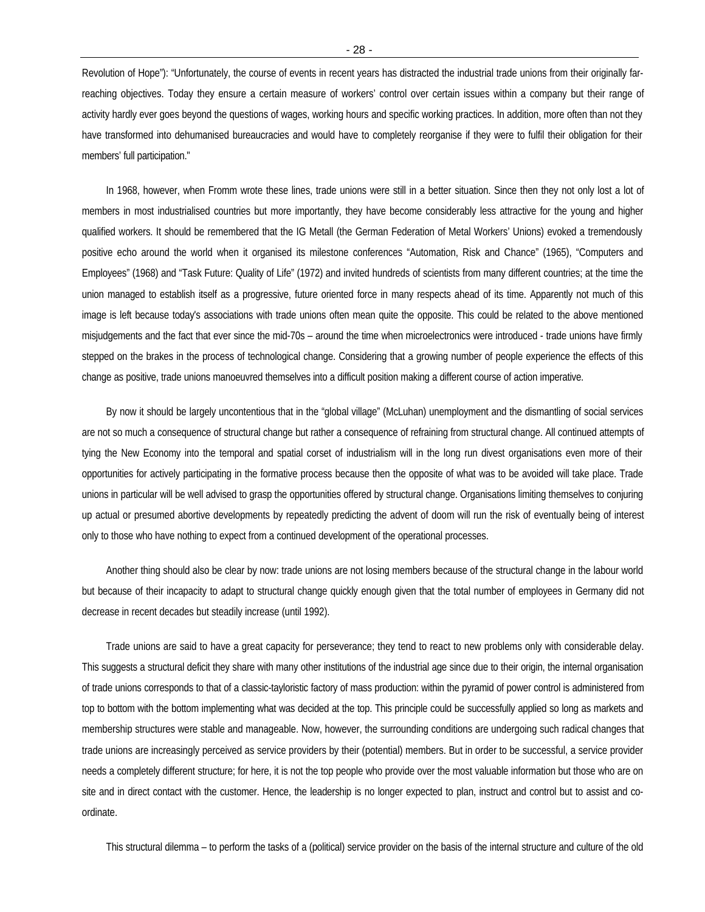Revolution of Hope"): "Unfortunately, the course of events in recent years has distracted the industrial trade unions from their originally far-reaching objectives. Today they ensure a certain measure of workers' control over certain issues within a company but their range of activity hardly ever goes beyond the questions of wages, working hours and specific working practices. In addition, more often than not they have transformed into dehumanised bureaucracies and would have to completely reorganise if they were to fulfil their obligation for their members' full participation."

In 1968, however, when Fromm wrote these lines, trade unions were still in a better situation. Since then they not only lost a lot of members in most industrialised countries but more importantly, they have become considerably less attractive for the young and higher qualified workers. It should be remembered that the IG Metall (the German Federation of Metal Workers' Unions) evoked a tremendously positive echo around the world when it organised its milestone conferences "Automation, Risk and Chance" (1965), "Computers and Employees" (1968) and "Task Future: Quality of Life" (1972) and invited hundreds of scientists from many different countries; at the time the union managed to establish itself as a progressive, future oriented force in many respects ahead of its time. Apparently not much of this image is left because today's associations with trade unions often mean quite the opposite. This could be related to the above mentioned misjudgements and the fact that ever since the mid-70s – around the time when microelectronics were introduced - trade unions have firmly stepped on the brakes in the process of technological change. Considering that a growing number of people experience the effects of this change as positive, trade unions manoeuvred themselves into a difficult position making a different course of action imperative.

By now it should be largely uncontentious that in the "global village" (McLuhan) unemployment and the dismantling of social services are not so much a consequence of structural change but rather a consequence of refraining from structural change. All continued attempts of tying the New Economy into the temporal and spatial corset of industrialism will in the long run divest organisations even more of their opportunities for actively participating in the formative process because then the opposite of what was to be avoided will take place. Trade unions in particular will be well advised to grasp the opportunities offered by structural change. Organisations limiting themselves to conjuring up actual or presumed abortive developments by repeatedly predicting the advent of doom will run the risk of eventually being of interest only to those who have nothing to expect from a continued development of the operational processes.

Another thing should also be clear by now: trade unions are not losing members because of the structural change in the labour world but because of their incapacity to adapt to structural change quickly enough given that the total number of employees in Germany did not decrease in recent decades but steadily increase (until 1992).

Trade unions are said to have a great capacity for perseverance; they tend to react to new problems only with considerable delay. This suggests a structural deficit they share with many other institutions of the industrial age since due to their origin, the internal organisation of trade unions corresponds to that of a classic-tayloristic factory of mass production: within the pyramid of power control is administered from top to bottom with the bottom implementing what was decided at the top. This principle could be successfully applied so long as markets and membership structures were stable and manageable. Now, however, the surrounding conditions are undergoing such radical changes that trade unions are increasingly perceived as service providers by their (potential) members. But in order to be successful, a service provider needs a completely different structure; for here, it is not the top people who provide over the most valuable information but those who are on site and in direct contact with the customer. Hence, the leadership is no longer expected to plan, instruct and control but to assist and co-ordinate.

This structural dilemma – to perform the tasks of a (political) service provider on the basis of the internal structure and culture of the old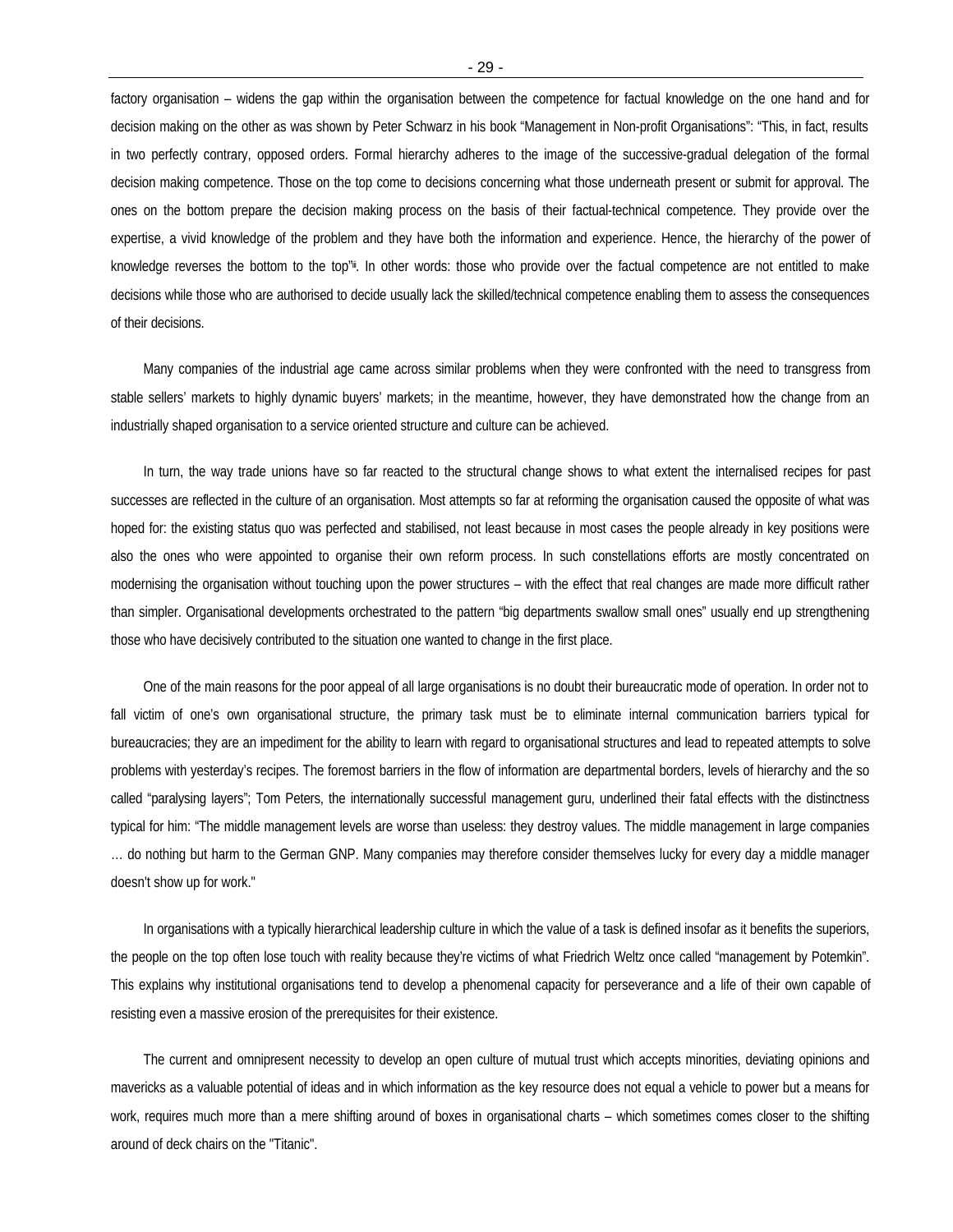factory organisation – widens the gap within the organisation between the competence for factual knowledge on the one hand and for decision making on the other as was shown by Peter Schwarz in his book "Management in Non-profit Organisations": "This, in fact, results in two perfectly contrary, opposed orders. Formal hierarchy adheres to the image of the successive-gradual delegation of the formal decision making competence. Those on the top come to decisions concerning what those underneath present or submit for approval. The ones on the bottom prepare the decision making process on the basis of their factual-technical competence. They provide over the expertise, a vivid knowledge of the problem and they have both the information and experience. Hence, the hierarchy of the power of knowledge reverses the bottom to the top"[iii]. In other words: those who provide over the factual competence are not entitled to make decisions while those who are authorised to decide usually lack the skilled/technical competence enabling them to assess the consequences of their decisions.

Many companies of the industrial age came across similar problems when they were confronted with the need to transgress from stable sellers' markets to highly dynamic buyers' markets; in the meantime, however, they have demonstrated how the change from an industrially shaped organisation to a service oriented structure and culture can be achieved.

In turn, the way trade unions have so far reacted to the structural change shows to what extent the internalised recipes for past successes are reflected in the culture of an organisation. Most attempts so far at reforming the organisation caused the opposite of what was hoped for: the existing status quo was perfected and stabilised, not least because in most cases the people already in key positions were also the ones who were appointed to organise their own reform process. In such constellations efforts are mostly concentrated on modernising the organisation without touching upon the power structures – with the effect that real changes are made more difficult rather than simpler. Organisational developments orchestrated to the pattern "big departments swallow small ones" usually end up strengthening those who have decisively contributed to the situation one wanted to change in the first place.

One of the main reasons for the poor appeal of all large organisations is no doubt their bureaucratic mode of operation. In order not to fall victim of one's own organisational structure, the primary task must be to eliminate internal communication barriers typical for bureaucracies; they are an impediment for the ability to learn with regard to organisational structures and lead to repeated attempts to solve problems with yesterday's recipes. The foremost barriers in the flow of information are departmental borders, levels of hierarchy and the so called "paralysing layers"; Tom Peters, the internationally successful management guru, underlined their fatal effects with the distinctness typical for him: "The middle management levels are worse than useless: they destroy values. The middle management in large companies … do nothing but harm to the German GNP. Many companies may therefore consider themselves lucky for every day a middle manager doesn't show up for work."

In organisations with a typically hierarchical leadership culture in which the value of a task is defined insofar as it benefits the superiors, the people on the top often lose touch with reality because they're victims of what Friedrich Weltz once called "management by Potemkin". This explains why institutional organisations tend to develop a phenomenal capacity for perseverance and a life of their own capable of resisting even a massive erosion of the prerequisites for their existence.

The current and omnipresent necessity to develop an open culture of mutual trust which accepts minorities, deviating opinions and mavericks as a valuable potential of ideas and in which information as the key resource does not equal a vehicle to power but a means for work, requires much more than a mere shifting around of boxes in organisational charts – which sometimes comes closer to the shifting around of deck chairs on the "Titanic".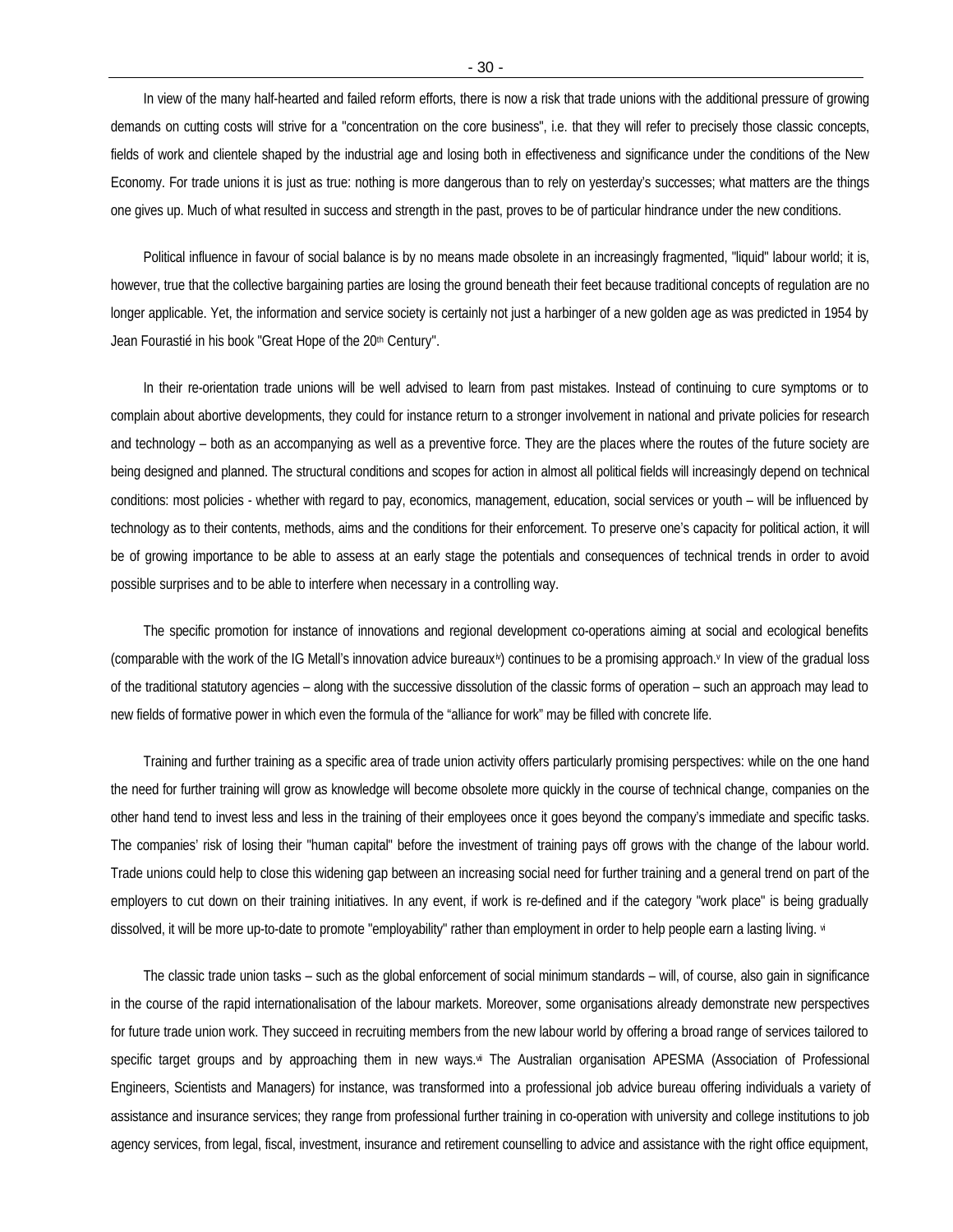In view of the many half-hearted and failed reform efforts, there is now a risk that trade unions with the additional pressure of growing demands on cutting costs will strive for a "concentration on the core business", i.e. that they will refer to precisely those classic concepts, fields of work and clientele shaped by the industrial age and losing both in effectiveness and significance under the conditions of the New Economy. For trade unions it is just as true: nothing is more dangerous than to rely on yesterday's successes; what matters are the things one gives up. Much of what resulted in success and strength in the past, proves to be of particular hindrance under the new conditions.

Political influence in favour of social balance is by no means made obsolete in an increasingly fragmented, "liquid" labour world; it is, however, true that the collective bargaining parties are losing the ground beneath their feet because traditional concepts of regulation are no longer applicable. Yet, the information and service society is certainly not just a harbinger of a new golden age as was predicted in 1954 by Jean Fourastié in his book "Great Hope of the 20th Century".

In their re-orientation trade unions will be well advised to learn from past mistakes. Instead of continuing to cure symptoms or to complain about abortive developments, they could for instance return to a stronger involvement in national and private policies for research and technology – both as an accompanying as well as a preventive force. They are the places where the routes of the future society are being designed and planned. The structural conditions and scopes for action in almost all political fields will increasingly depend on technical conditions: most policies - whether with regard to pay, economics, management, education, social services or youth – will be influenced by technology as to their contents, methods, aims and the conditions for their enforcement. To preserve one's capacity for political action, it will be of growing importance to be able to assess at an early stage the potentials and consequences of technical trends in order to avoid possible surprises and to be able to interfere when necessary in a controlling way.

The specific promotion for instance of innovations and regional development co-operations aiming at social and ecological benefits (comparable with the work of the IG Metall's innovation advice bureaux[iv]) continues to be a promising approach.[v] In view of the gradual loss of the traditional statutory agencies – along with the successive dissolution of the classic forms of operation – such an approach may lead to new fields of formative power in which even the formula of the "alliance for work" may be filled with concrete life.

Training and further training as a specific area of trade union activity offers particularly promising perspectives: while on the one hand the need for further training will grow as knowledge will become obsolete more quickly in the course of technical change, companies on the other hand tend to invest less and less in the training of their employees once it goes beyond the company's immediate and specific tasks. The companies' risk of losing their "human capital" before the investment of training pays off grows with the change of the labour world. Trade unions could help to close this widening gap between an increasing social need for further training and a general trend on part of the employers to cut down on their training initiatives. In any event, if work is re-defined and if the category "work place" is being gradually dissolved, it will be more up-to-date to promote "employability" rather than employment in order to help people earn a lasting living. [vi]

The classic trade union tasks – such as the global enforcement of social minimum standards – will, of course, also gain in significance in the course of the rapid internationalisation of the labour markets. Moreover, some organisations already demonstrate new perspectives for future trade union work. They succeed in recruiting members from the new labour world by offering a broad range of services tailored to specific target groups and by approaching them in new ways.[vii] The Australian organisation APESMA (Association of Professional Engineers, Scientists and Managers) for instance, was transformed into a professional job advice bureau offering individuals a variety of assistance and insurance services; they range from professional further training in co-operation with university and college institutions to job agency services, from legal, fiscal, investment, insurance and retirement counselling to advice and assistance with the right office equipment,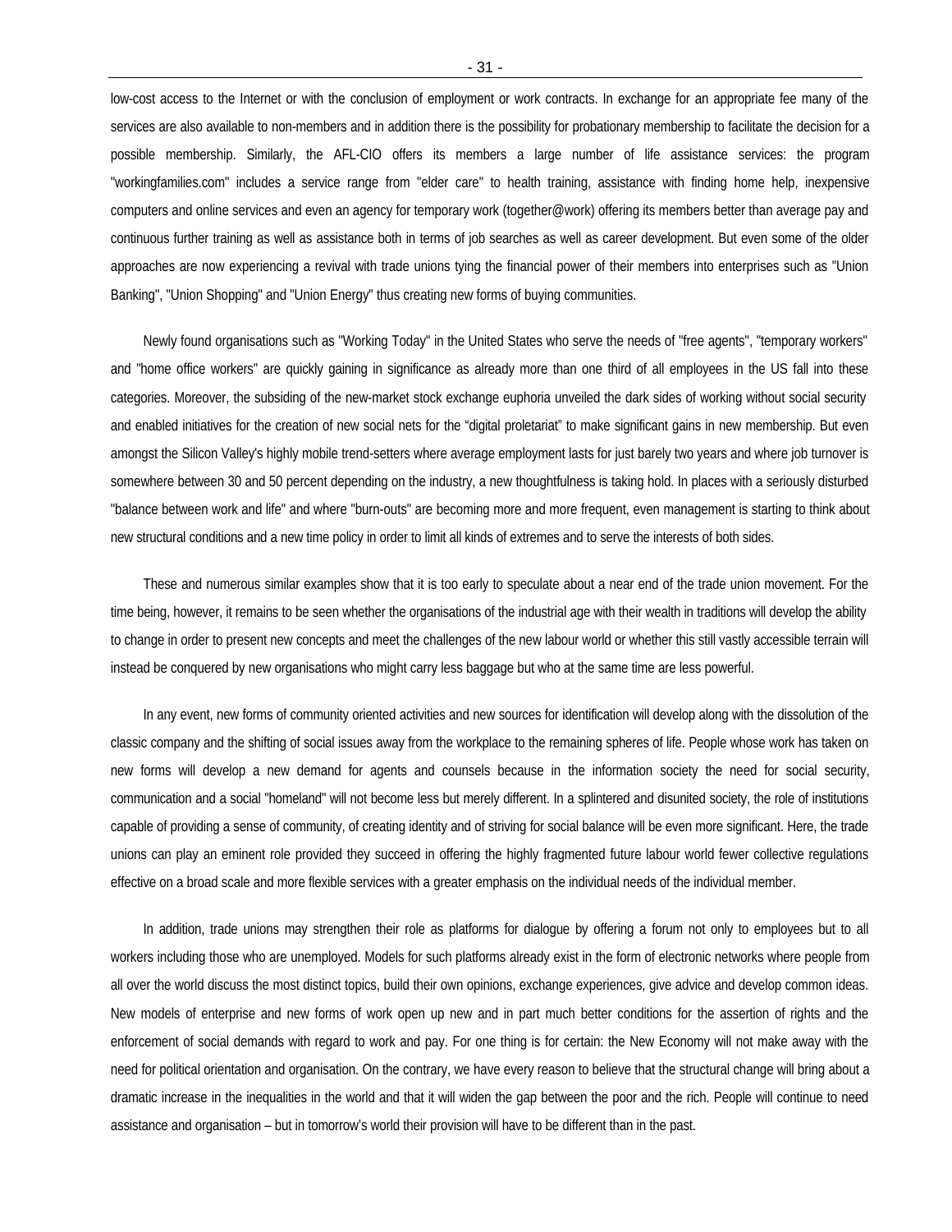low-cost access to the Internet or with the conclusion of employment or work contracts. In exchange for an appropriate fee many of the services are also available to non-members and in addition there is the possibility for probationary membership to facilitate the decision for a possible membership. Similarly, the AFL-CIO offers its members a large number of life assistance services: the program "workingfamilies.com" includes a service range from "elder care" to health training, assistance with finding home help, inexpensive computers and online services and even an agency for temporary work (together@work) offering its members better than average pay and continuous further training as well as assistance both in terms of job searches as well as career development. But even some of the older approaches are now experiencing a revival with trade unions tying the financial power of their members into enterprises such as "Union Banking", "Union Shopping" and "Union Energy" thus creating new forms of buying communities.

Newly found organisations such as "Working Today" in the United States who serve the needs of "free agents", "temporary workers" and "home office workers" are quickly gaining in significance as already more than one third of all employees in the US fall into these categories. Moreover, the subsiding of the new-market stock exchange euphoria unveiled the dark sides of working without social security and enabled initiatives for the creation of new social nets for the "digital proletariat" to make significant gains in new membership. But even amongst the Silicon Valley's highly mobile trend-setters where average employment lasts for just barely two years and where job turnover is somewhere between 30 and 50 percent depending on the industry, a new thoughtfulness is taking hold. In places with a seriously disturbed "balance between work and life" and where "burn-outs" are becoming more and more frequent, even management is starting to think about new structural conditions and a new time policy in order to limit all kinds of extremes and to serve the interests of both sides.

These and numerous similar examples show that it is too early to speculate about a near end of the trade union movement. For the time being, however, it remains to be seen whether the organisations of the industrial age with their wealth in traditions will develop the ability to change in order to present new concepts and meet the challenges of the new labour world or whether this still vastly accessible terrain will instead be conquered by new organisations who might carry less baggage but who at the same time are less powerful.

In any event, new forms of community oriented activities and new sources for identification will develop along with the dissolution of the classic company and the shifting of social issues away from the workplace to the remaining spheres of life. People whose work has taken on new forms will develop a new demand for agents and counsels because in the information society the need for social security, communication and a social "homeland" will not become less but merely different. In a splintered and disunited society, the role of institutions capable of providing a sense of community, of creating identity and of striving for social balance will be even more significant. Here, the trade unions can play an eminent role provided they succeed in offering the highly fragmented future labour world fewer collective regulations effective on a broad scale and more flexible services with a greater emphasis on the individual needs of the individual member.

In addition, trade unions may strengthen their role as platforms for dialogue by offering a forum not only to employees but to all workers including those who are unemployed. Models for such platforms already exist in the form of electronic networks where people from all over the world discuss the most distinct topics, build their own opinions, exchange experiences, give advice and develop common ideas. New models of enterprise and new forms of work open up new and in part much better conditions for the assertion of rights and the enforcement of social demands with regard to work and pay. For one thing is for certain: the New Economy will not make away with the need for political orientation and organisation. On the contrary, we have every reason to believe that the structural change will bring about a dramatic increase in the inequalities in the world and that it will widen the gap between the poor and the rich. People will continue to need assistance and organisation – but in tomorrow's world their provision will have to be different than in the past.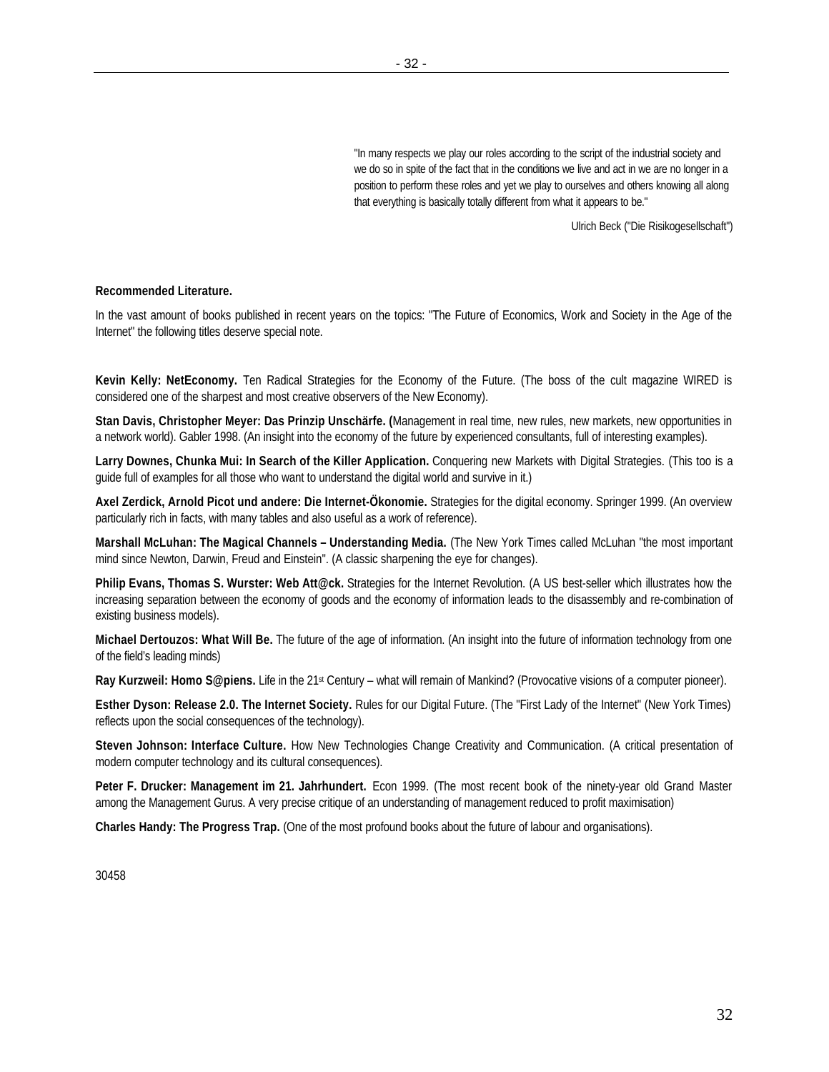> "In many respects we play our roles according to the script of the industrial society and we do so in spite of the fact that in the conditions we live and act in we are no longer in a position to perform these roles and yet we play to ourselves and others knowing all along that everything is basically totally different from what it appears to be."
>
> Ulrich Beck ("Die Risikogesellschaft")

**Recommended Literature.**

In the vast amount of books published in recent years on the topics: "The Future of Economics, Work and Society in the Age of the Internet" the following titles deserve special note.

**Kevin Kelly: NetEconomy.** Ten Radical Strategies for the Economy of the Future. (The boss of the cult magazine WIRED is considered one of the sharpest and most creative observers of the New Economy).

**Stan Davis, Christopher Meyer: Das Prinzip Unschärfe. (**Management in real time, new rules, new markets, new opportunities in a network world). Gabler 1998. (An insight into the economy of the future by experienced consultants, full of interesting examples).

**Larry Downes, Chunka Mui: In Search of the Killer Application.** Conquering new Markets with Digital Strategies. (This too is a guide full of examples for all those who want to understand the digital world and survive in it.)

**Axel Zerdick, Arnold Picot und andere: Die Internet-Ökonomie.** Strategies for the digital economy. Springer 1999. (An overview particularly rich in facts, with many tables and also useful as a work of reference).

**Marshall McLuhan: The Magical Channels – Understanding Media.** (The New York Times called McLuhan "the most important mind since Newton, Darwin, Freud and Einstein". (A classic sharpening the eye for changes).

**Philip Evans, Thomas S. Wurster: Web Att@ck.** Strategies for the Internet Revolution. (A US best-seller which illustrates how the increasing separation between the economy of goods and the economy of information leads to the disassembly and re-combination of existing business models).

**Michael Dertouzos: What Will Be.** The future of the age of information. (An insight into the future of information technology from one of the field's leading minds)

**Ray Kurzweil: Homo S@piens.** Life in the 21st Century – what will remain of Mankind? (Provocative visions of a computer pioneer).

**Esther Dyson: Release 2.0. The Internet Society.** Rules for our Digital Future. (The "First Lady of the Internet" (New York Times) reflects upon the social consequences of the technology).

**Steven Johnson: Interface Culture.** How New Technologies Change Creativity and Communication. (A critical presentation of modern computer technology and its cultural consequences).

**Peter F. Drucker: Management im 21. Jahrhundert.** Econ 1999. (The most recent book of the ninety-year old Grand Master among the Management Gurus. A very precise critique of an understanding of management reduced to profit maximisation)

**Charles Handy: The Progress Trap.** (One of the most profound books about the future of labour and organisations).

30458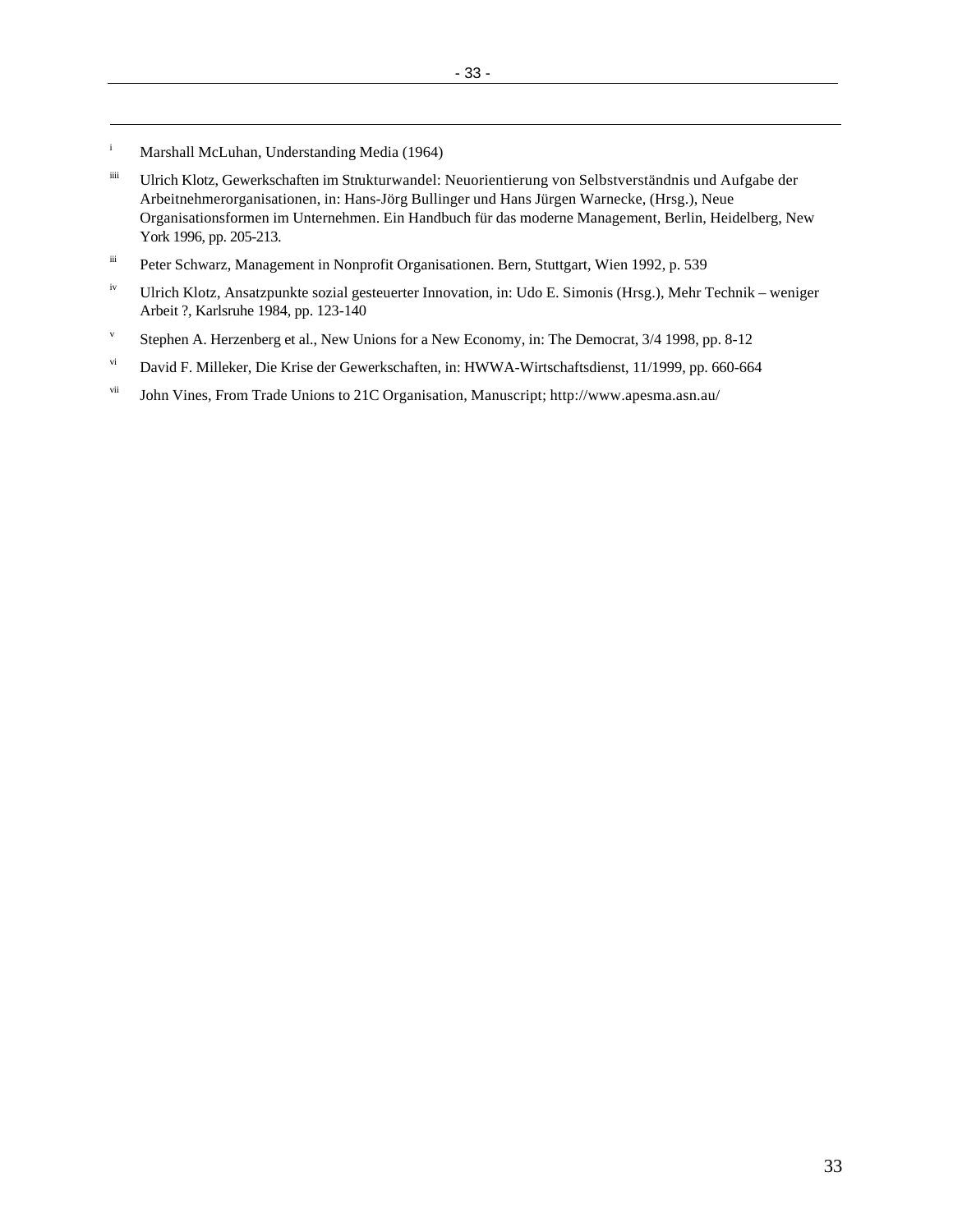[i] Marshall McLuhan, Understanding Media (1964)

[iiii] Ulrich Klotz, Gewerkschaften im Strukturwandel: Neuorientierung von Selbstverständnis und Aufgabe der Arbeitnehmerorganisationen, in: Hans-Jörg Bullinger und Hans Jürgen Warnecke, (Hrsg.), Neue Organisationsformen im Unternehmen. Ein Handbuch für das moderne Management, Berlin, Heidelberg, New York 1996, pp. 205-213.

[iii] Peter Schwarz, Management in Nonprofit Organisationen. Bern, Stuttgart, Wien 1992, p. 539

[iv] Ulrich Klotz, Ansatzpunkte sozial gesteuerter Innovation, in: Udo E. Simonis (Hrsg.), Mehr Technik – weniger Arbeit ?, Karlsruhe 1984, pp. 123-140

[v] Stephen A. Herzenberg et al., New Unions for a New Economy, in: The Democrat, 3/4 1998, pp. 8-12

[vi] David F. Milleker, Die Krise der Gewerkschaften, in: HWWA-Wirtschaftsdienst, 11/1999, pp. 660-664

[vii] John Vines, From Trade Unions to 21C Organisation, Manuscript; http://www.apesma.asn.au/